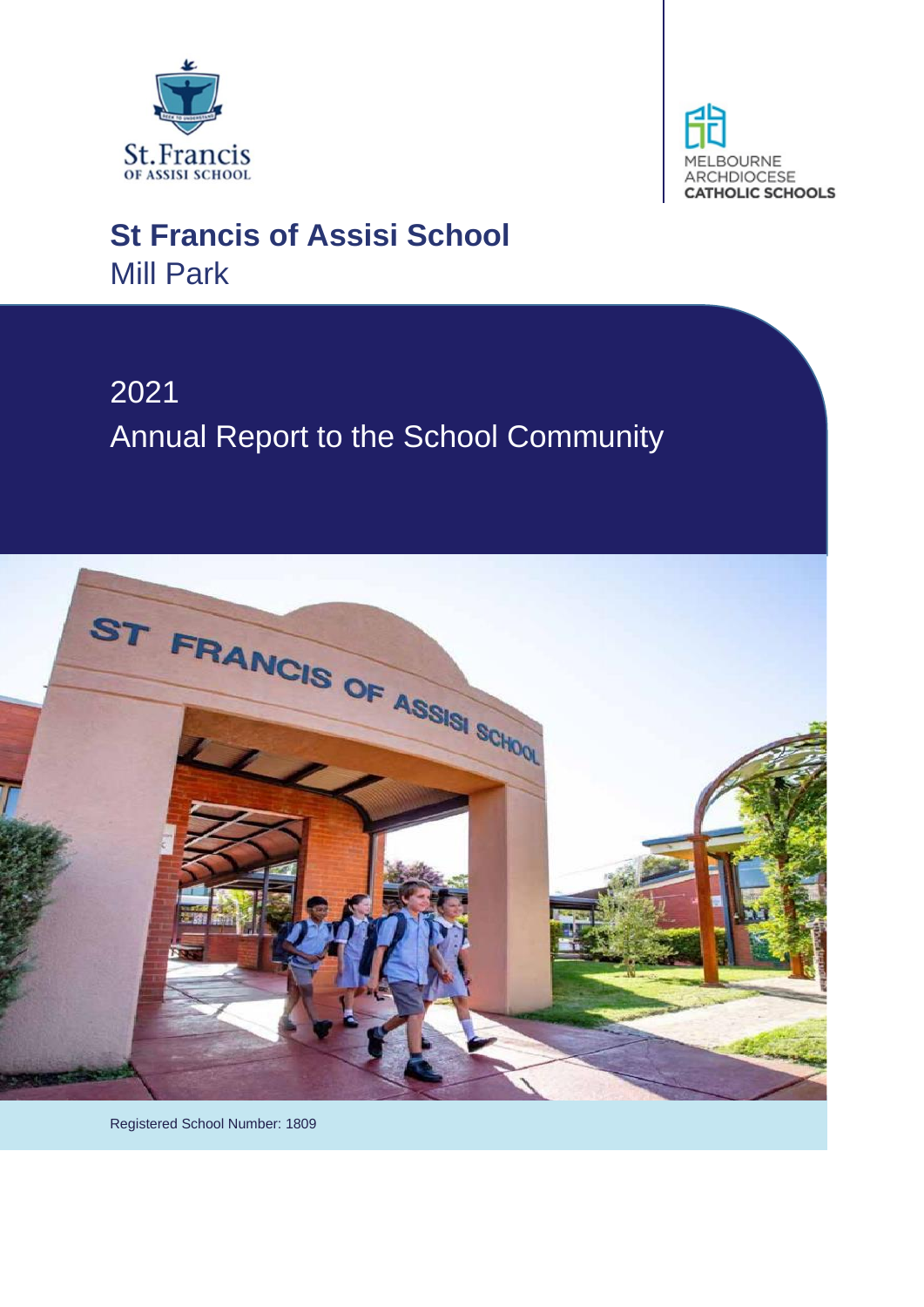St.Francis
OF ASSISI SCHOOL

MELBOURNE
ARCHDIOCESE
CATHOLIC SCHOOLS

# St Francis of Assisi School

Mill Park

## 2021

## Annual Report to the School Community

Registered School Number: 1809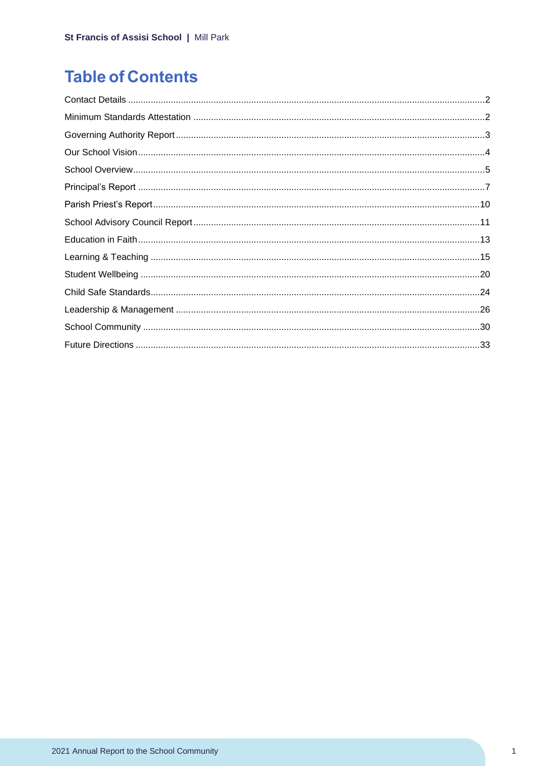# Table of Contents

| | |
|---|---|
| Contact Details | 2 |
| Minimum Standards Attestation | 2 |
| Governing Authority Report | 3 |
| Our School Vision | 4 |
| School Overview | 5 |
| Principal's Report | 7 |
| Parish Priest's Report | 10 |
| School Advisory Council Report | 11 |
| Education in Faith | 13 |
| Learning & Teaching | 15 |
| Student Wellbeing | 20 |
| Child Safe Standards | 24 |
| Leadership & Management | 26 |
| School Community | 30 |
| Future Directions | 33 |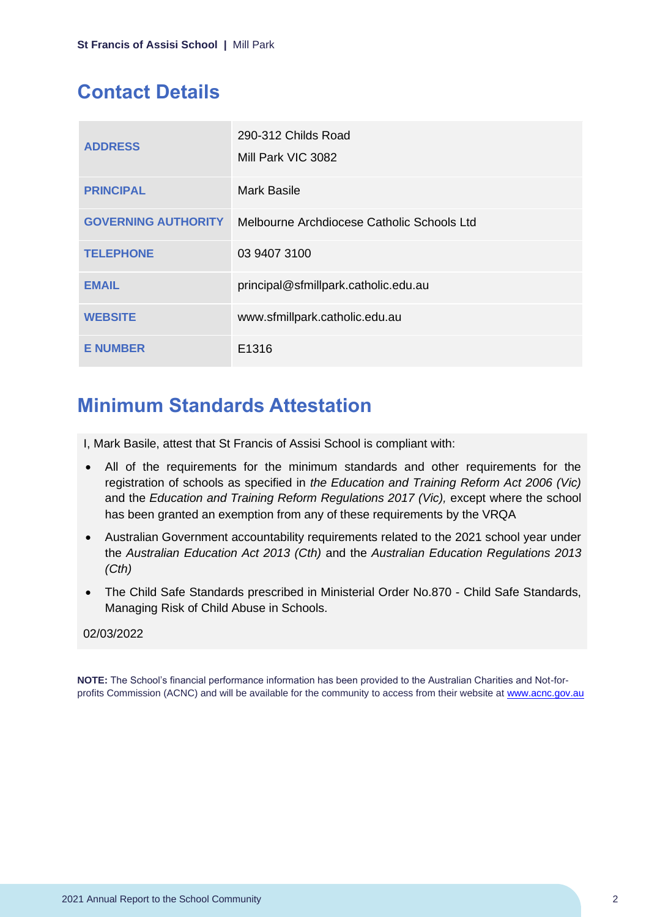## Contact Details

| | |
|---|---|
| **ADDRESS** | 290-312 Childs Road<br>Mill Park VIC 3082 |
| **PRINCIPAL** | Mark Basile |
| **GOVERNING AUTHORITY** | Melbourne Archdiocese Catholic Schools Ltd |
| **TELEPHONE** | 03 9407 3100 |
| **EMAIL** | principal@sfmillpark.catholic.edu.au |
| **WEBSITE** | www.sfmillpark.catholic.edu.au |
| **E NUMBER** | E1316 |

## Minimum Standards Attestation

I, Mark Basile, attest that St Francis of Assisi School is compliant with:

- All of the requirements for the minimum standards and other requirements for the registration of schools as specified in *the Education and Training Reform Act 2006 (Vic)* and the *Education and Training Reform Regulations 2017 (Vic),* except where the school has been granted an exemption from any of these requirements by the VRQA
- Australian Government accountability requirements related to the 2021 school year under the *Australian Education Act 2013 (Cth)* and the *Australian Education Regulations 2013 (Cth)*
- The Child Safe Standards prescribed in Ministerial Order No.870 - Child Safe Standards, Managing Risk of Child Abuse in Schools.

02/03/2022

**NOTE:** The School's financial performance information has been provided to the Australian Charities and Not-for-profits Commission (ACNC) and will be available for the community to access from their website at [www.acnc.gov.au](http://www.acnc.gov.au)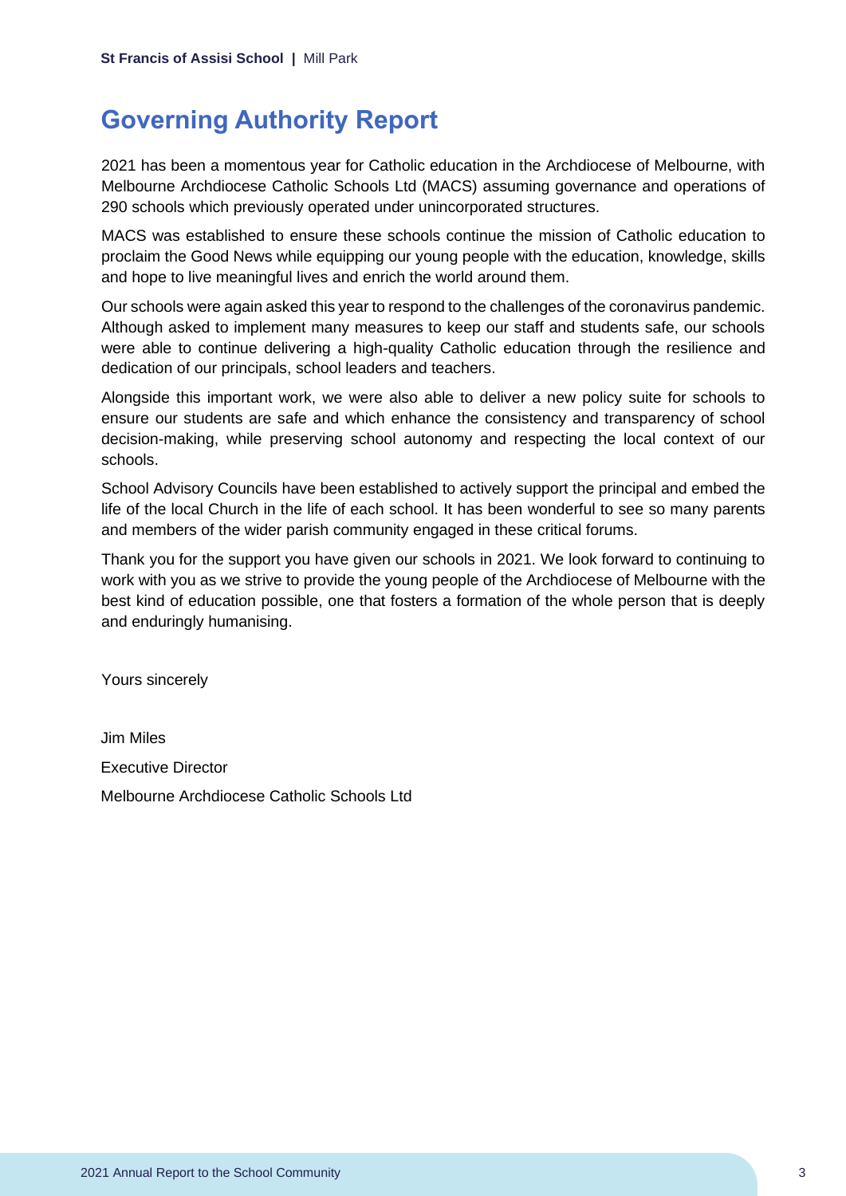# Governing Authority Report

2021 has been a momentous year for Catholic education in the Archdiocese of Melbourne, with Melbourne Archdiocese Catholic Schools Ltd (MACS) assuming governance and operations of 290 schools which previously operated under unincorporated structures.

MACS was established to ensure these schools continue the mission of Catholic education to proclaim the Good News while equipping our young people with the education, knowledge, skills and hope to live meaningful lives and enrich the world around them.

Our schools were again asked this year to respond to the challenges of the coronavirus pandemic. Although asked to implement many measures to keep our staff and students safe, our schools were able to continue delivering a high-quality Catholic education through the resilience and dedication of our principals, school leaders and teachers.

Alongside this important work, we were also able to deliver a new policy suite for schools to ensure our students are safe and which enhance the consistency and transparency of school decision-making, while preserving school autonomy and respecting the local context of our schools.

School Advisory Councils have been established to actively support the principal and embed the life of the local Church in the life of each school. It has been wonderful to see so many parents and members of the wider parish community engaged in these critical forums.

Thank you for the support you have given our schools in 2021. We look forward to continuing to work with you as we strive to provide the young people of the Archdiocese of Melbourne with the best kind of education possible, one that fosters a formation of the whole person that is deeply and enduringly humanising.

Yours sincerely

Jim Miles

Executive Director

Melbourne Archdiocese Catholic Schools Ltd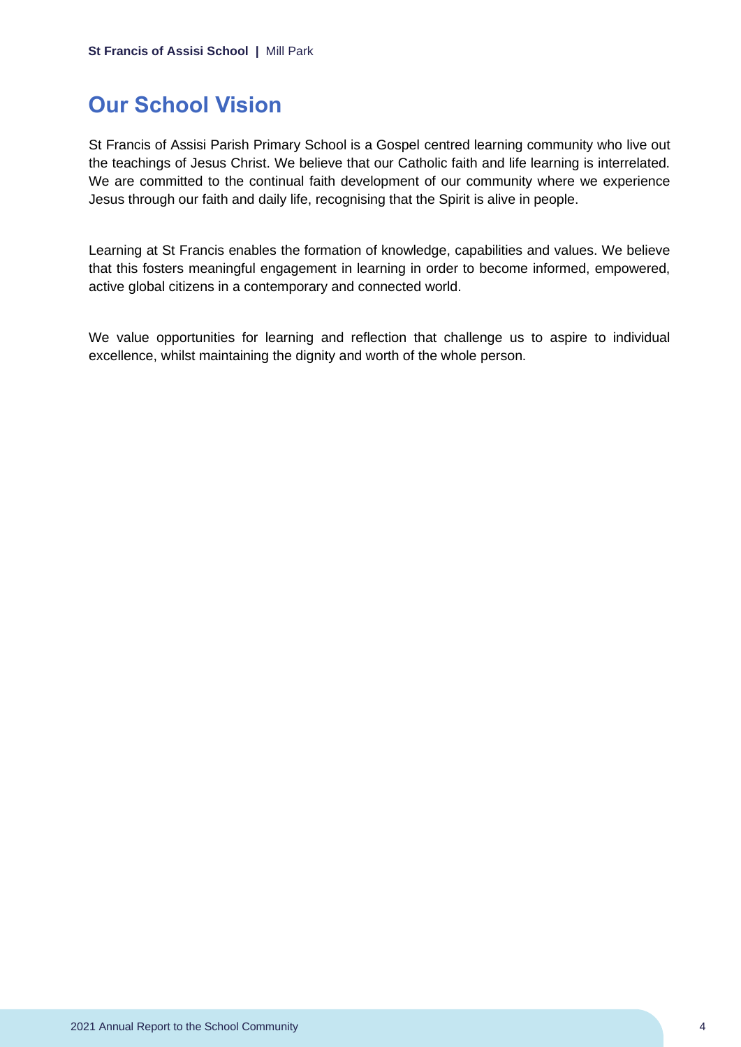## Our School Vision

St Francis of Assisi Parish Primary School is a Gospel centred learning community who live out the teachings of Jesus Christ. We believe that our Catholic faith and life learning is interrelated. We are committed to the continual faith development of our community where we experience Jesus through our faith and daily life, recognising that the Spirit is alive in people.

Learning at St Francis enables the formation of knowledge, capabilities and values. We believe that this fosters meaningful engagement in learning in order to become informed, empowered, active global citizens in a contemporary and connected world.

We value opportunities for learning and reflection that challenge us to aspire to individual excellence, whilst maintaining the dignity and worth of the whole person.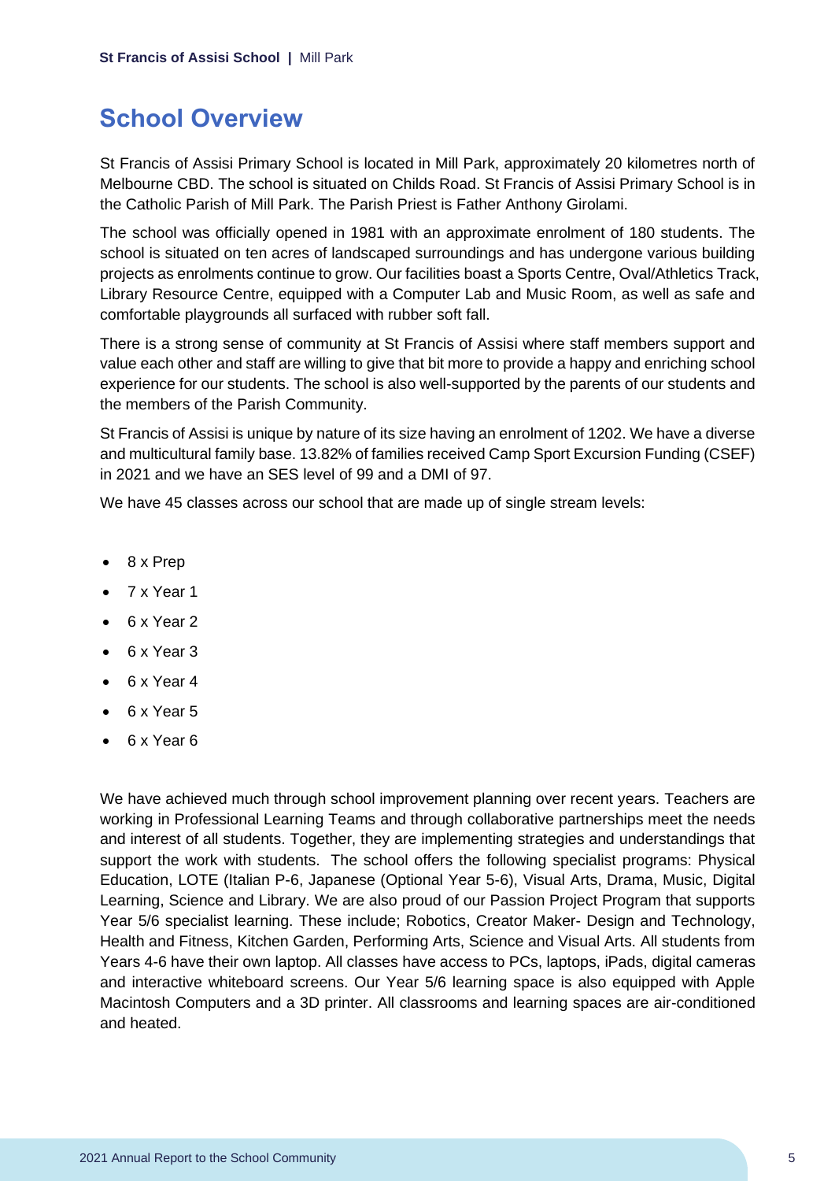## School Overview

St Francis of Assisi Primary School is located in Mill Park, approximately 20 kilometres north of Melbourne CBD. The school is situated on Childs Road. St Francis of Assisi Primary School is in the Catholic Parish of Mill Park. The Parish Priest is Father Anthony Girolami.

The school was officially opened in 1981 with an approximate enrolment of 180 students. The school is situated on ten acres of landscaped surroundings and has undergone various building projects as enrolments continue to grow. Our facilities boast a Sports Centre, Oval/Athletics Track, Library Resource Centre, equipped with a Computer Lab and Music Room, as well as safe and comfortable playgrounds all surfaced with rubber soft fall.

There is a strong sense of community at St Francis of Assisi where staff members support and value each other and staff are willing to give that bit more to provide a happy and enriching school experience for our students. The school is also well-supported by the parents of our students and the members of the Parish Community.

St Francis of Assisi is unique by nature of its size having an enrolment of 1202. We have a diverse and multicultural family base. 13.82% of families received Camp Sport Excursion Funding (CSEF) in 2021 and we have an SES level of 99 and a DMI of 97.

We have 45 classes across our school that are made up of single stream levels:

- 8 x Prep
- 7 x Year 1
- 6 x Year 2
- 6 x Year 3
- 6 x Year 4
- 6 x Year 5
- 6 x Year 6

We have achieved much through school improvement planning over recent years. Teachers are working in Professional Learning Teams and through collaborative partnerships meet the needs and interest of all students. Together, they are implementing strategies and understandings that support the work with students. The school offers the following specialist programs: Physical Education, LOTE (Italian P-6, Japanese (Optional Year 5-6), Visual Arts, Drama, Music, Digital Learning, Science and Library. We are also proud of our Passion Project Program that supports Year 5/6 specialist learning. These include; Robotics, Creator Maker- Design and Technology, Health and Fitness, Kitchen Garden, Performing Arts, Science and Visual Arts. All students from Years 4-6 have their own laptop. All classes have access to PCs, laptops, iPads, digital cameras and interactive whiteboard screens. Our Year 5/6 learning space is also equipped with Apple Macintosh Computers and a 3D printer. All classrooms and learning spaces are air-conditioned and heated.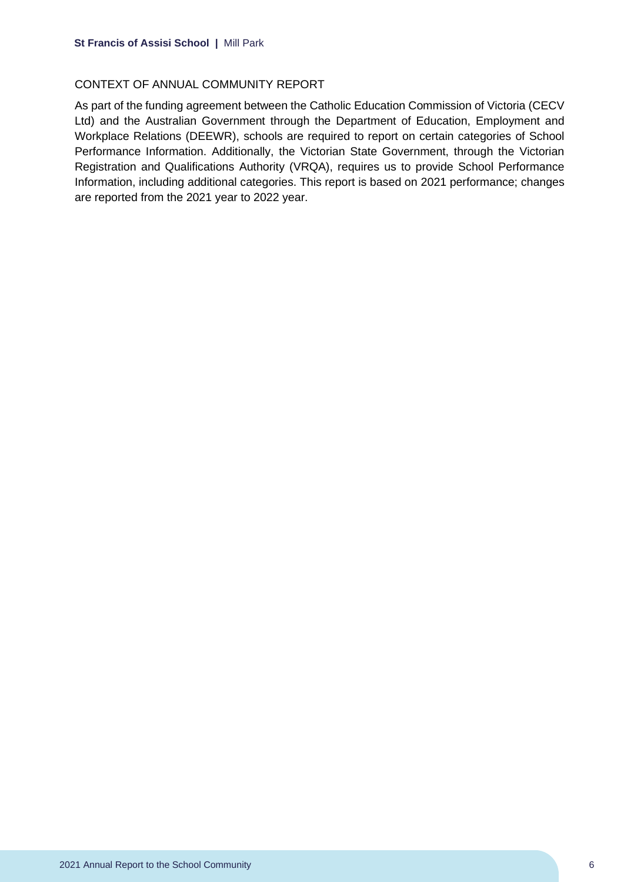## CONTEXT OF ANNUAL COMMUNITY REPORT

As part of the funding agreement between the Catholic Education Commission of Victoria (CECV Ltd) and the Australian Government through the Department of Education, Employment and Workplace Relations (DEEWR), schools are required to report on certain categories of School Performance Information. Additionally, the Victorian State Government, through the Victorian Registration and Qualifications Authority (VRQA), requires us to provide School Performance Information, including additional categories. This report is based on 2021 performance; changes are reported from the 2021 year to 2022 year.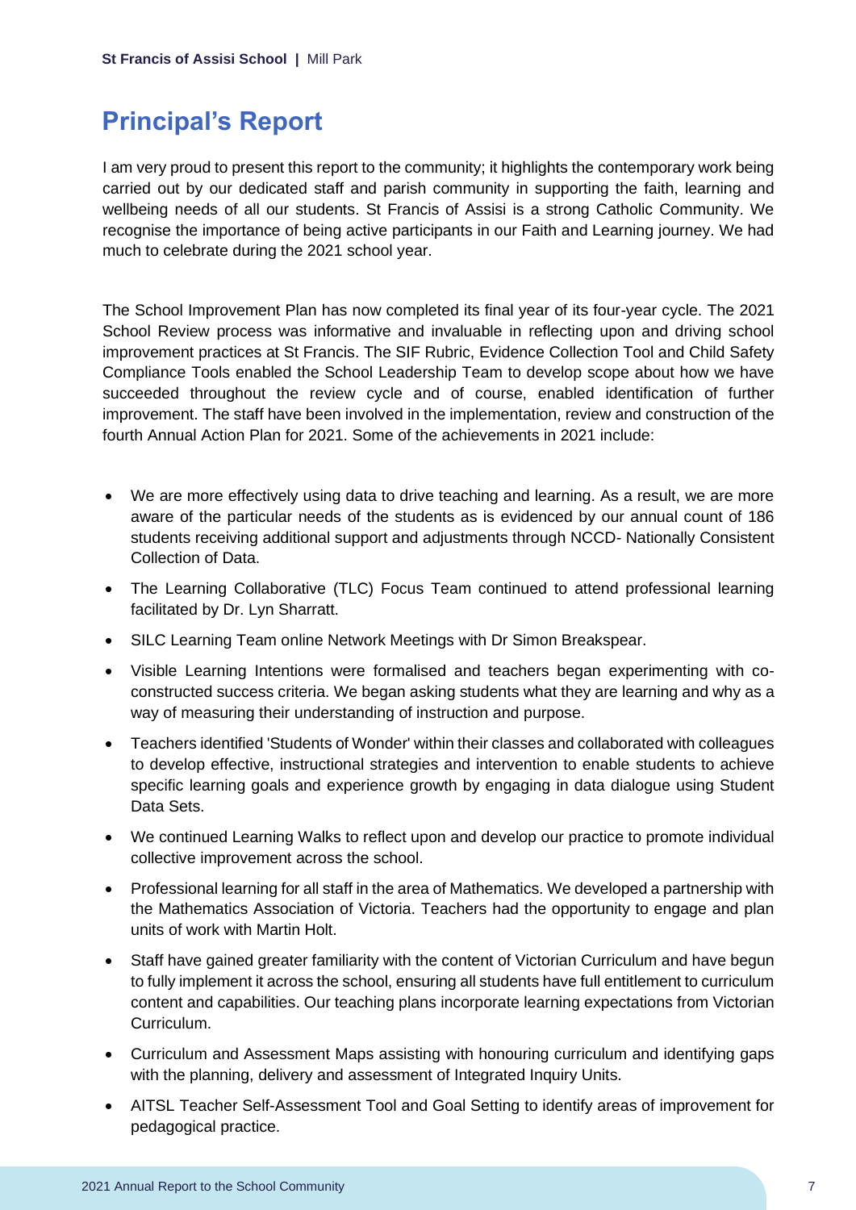# Principal's Report

I am very proud to present this report to the community; it highlights the contemporary work being carried out by our dedicated staff and parish community in supporting the faith, learning and wellbeing needs of all our students. St Francis of Assisi is a strong Catholic Community. We recognise the importance of being active participants in our Faith and Learning journey. We had much to celebrate during the 2021 school year.

The School Improvement Plan has now completed its final year of its four-year cycle. The 2021 School Review process was informative and invaluable in reflecting upon and driving school improvement practices at St Francis. The SIF Rubric, Evidence Collection Tool and Child Safety Compliance Tools enabled the School Leadership Team to develop scope about how we have succeeded throughout the review cycle and of course, enabled identification of further improvement. The staff have been involved in the implementation, review and construction of the fourth Annual Action Plan for 2021. Some of the achievements in 2021 include:

- We are more effectively using data to drive teaching and learning. As a result, we are more aware of the particular needs of the students as is evidenced by our annual count of 186 students receiving additional support and adjustments through NCCD- Nationally Consistent Collection of Data.
- The Learning Collaborative (TLC) Focus Team continued to attend professional learning facilitated by Dr. Lyn Sharratt.
- SILC Learning Team online Network Meetings with Dr Simon Breakspear.
- Visible Learning Intentions were formalised and teachers began experimenting with co-constructed success criteria. We began asking students what they are learning and why as a way of measuring their understanding of instruction and purpose.
- Teachers identified 'Students of Wonder' within their classes and collaborated with colleagues to develop effective, instructional strategies and intervention to enable students to achieve specific learning goals and experience growth by engaging in data dialogue using Student Data Sets.
- We continued Learning Walks to reflect upon and develop our practice to promote individual collective improvement across the school.
- Professional learning for all staff in the area of Mathematics. We developed a partnership with the Mathematics Association of Victoria. Teachers had the opportunity to engage and plan units of work with Martin Holt.
- Staff have gained greater familiarity with the content of Victorian Curriculum and have begun to fully implement it across the school, ensuring all students have full entitlement to curriculum content and capabilities. Our teaching plans incorporate learning expectations from Victorian Curriculum.
- Curriculum and Assessment Maps assisting with honouring curriculum and identifying gaps with the planning, delivery and assessment of Integrated Inquiry Units.
- AITSL Teacher Self-Assessment Tool and Goal Setting to identify areas of improvement for pedagogical practice.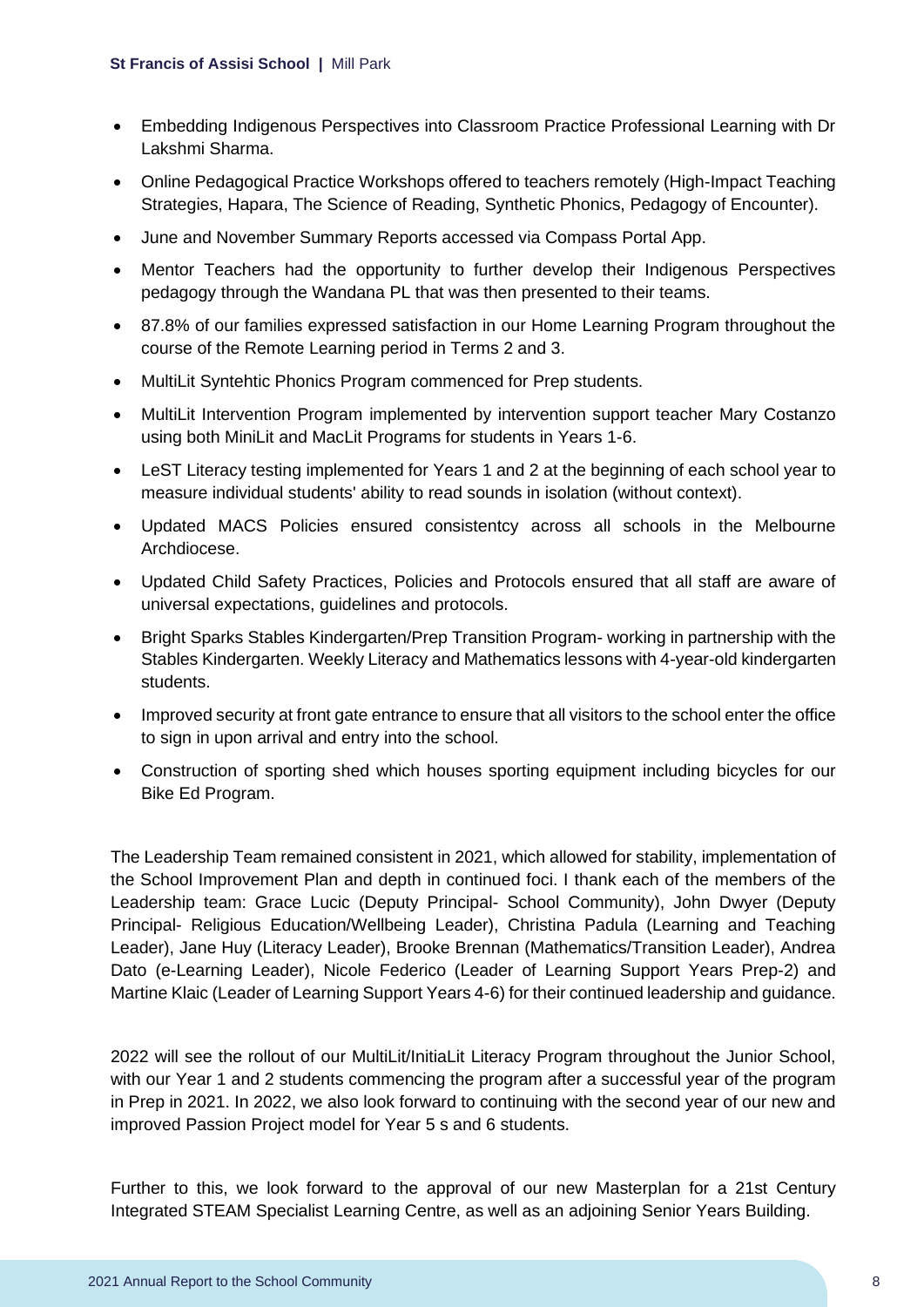- Embedding Indigenous Perspectives into Classroom Practice Professional Learning with Dr Lakshmi Sharma.
- Online Pedagogical Practice Workshops offered to teachers remotely (High-Impact Teaching Strategies, Hapara, The Science of Reading, Synthetic Phonics, Pedagogy of Encounter).
- June and November Summary Reports accessed via Compass Portal App.
- Mentor Teachers had the opportunity to further develop their Indigenous Perspectives pedagogy through the Wandana PL that was then presented to their teams.
- 87.8% of our families expressed satisfaction in our Home Learning Program throughout the course of the Remote Learning period in Terms 2 and 3.
- MultiLit Syntehtic Phonics Program commenced for Prep students.
- MultiLit Intervention Program implemented by intervention support teacher Mary Costanzo using both MiniLit and MacLit Programs for students in Years 1-6.
- LeST Literacy testing implemented for Years 1 and 2 at the beginning of each school year to measure individual students' ability to read sounds in isolation (without context).
- Updated MACS Policies ensured consistentcy across all schools in the Melbourne Archdiocese.
- Updated Child Safety Practices, Policies and Protocols ensured that all staff are aware of universal expectations, guidelines and protocols.
- Bright Sparks Stables Kindergarten/Prep Transition Program- working in partnership with the Stables Kindergarten. Weekly Literacy and Mathematics lessons with 4-year-old kindergarten students.
- Improved security at front gate entrance to ensure that all visitors to the school enter the office to sign in upon arrival and entry into the school.
- Construction of sporting shed which houses sporting equipment including bicycles for our Bike Ed Program.

The Leadership Team remained consistent in 2021, which allowed for stability, implementation of the School Improvement Plan and depth in continued foci. I thank each of the members of the Leadership team: Grace Lucic (Deputy Principal- School Community), John Dwyer (Deputy Principal- Religious Education/Wellbeing Leader), Christina Padula (Learning and Teaching Leader), Jane Huy (Literacy Leader), Brooke Brennan (Mathematics/Transition Leader), Andrea Dato (e-Learning Leader), Nicole Federico (Leader of Learning Support Years Prep-2) and Martine Klaic (Leader of Learning Support Years 4-6) for their continued leadership and guidance.

2022 will see the rollout of our MultiLit/InitiaLit Literacy Program throughout the Junior School, with our Year 1 and 2 students commencing the program after a successful year of the program in Prep in 2021. In 2022, we also look forward to continuing with the second year of our new and improved Passion Project model for Year 5 s and 6 students.

Further to this, we look forward to the approval of our new Masterplan for a 21st Century Integrated STEAM Specialist Learning Centre, as well as an adjoining Senior Years Building.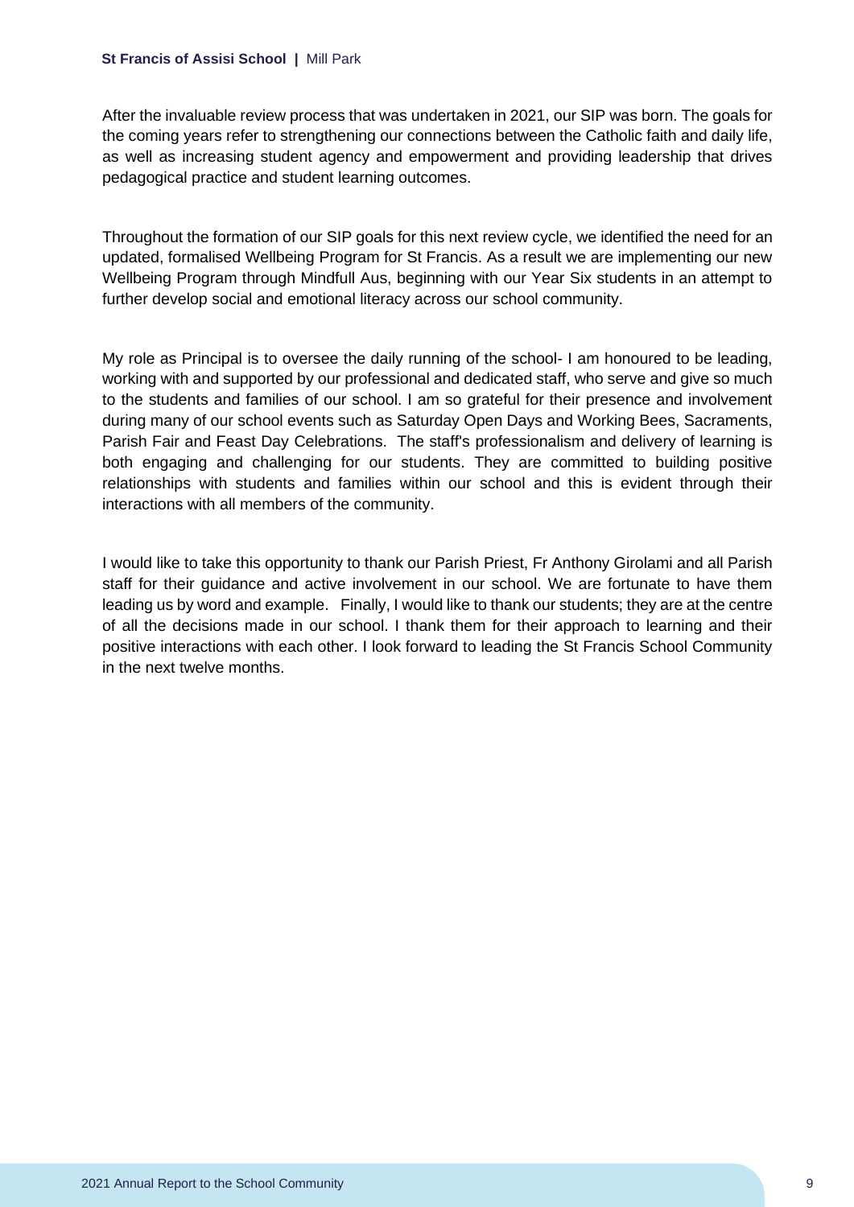After the invaluable review process that was undertaken in 2021, our SIP was born. The goals for the coming years refer to strengthening our connections between the Catholic faith and daily life, as well as increasing student agency and empowerment and providing leadership that drives pedagogical practice and student learning outcomes.

Throughout the formation of our SIP goals for this next review cycle, we identified the need for an updated, formalised Wellbeing Program for St Francis. As a result we are implementing our new Wellbeing Program through Mindfull Aus, beginning with our Year Six students in an attempt to further develop social and emotional literacy across our school community.

My role as Principal is to oversee the daily running of the school- I am honoured to be leading, working with and supported by our professional and dedicated staff, who serve and give so much to the students and families of our school. I am so grateful for their presence and involvement during many of our school events such as Saturday Open Days and Working Bees, Sacraments, Parish Fair and Feast Day Celebrations. The staff's professionalism and delivery of learning is both engaging and challenging for our students. They are committed to building positive relationships with students and families within our school and this is evident through their interactions with all members of the community.

I would like to take this opportunity to thank our Parish Priest, Fr Anthony Girolami and all Parish staff for their guidance and active involvement in our school. We are fortunate to have them leading us by word and example. Finally, I would like to thank our students; they are at the centre of all the decisions made in our school. I thank them for their approach to learning and their positive interactions with each other. I look forward to leading the St Francis School Community in the next twelve months.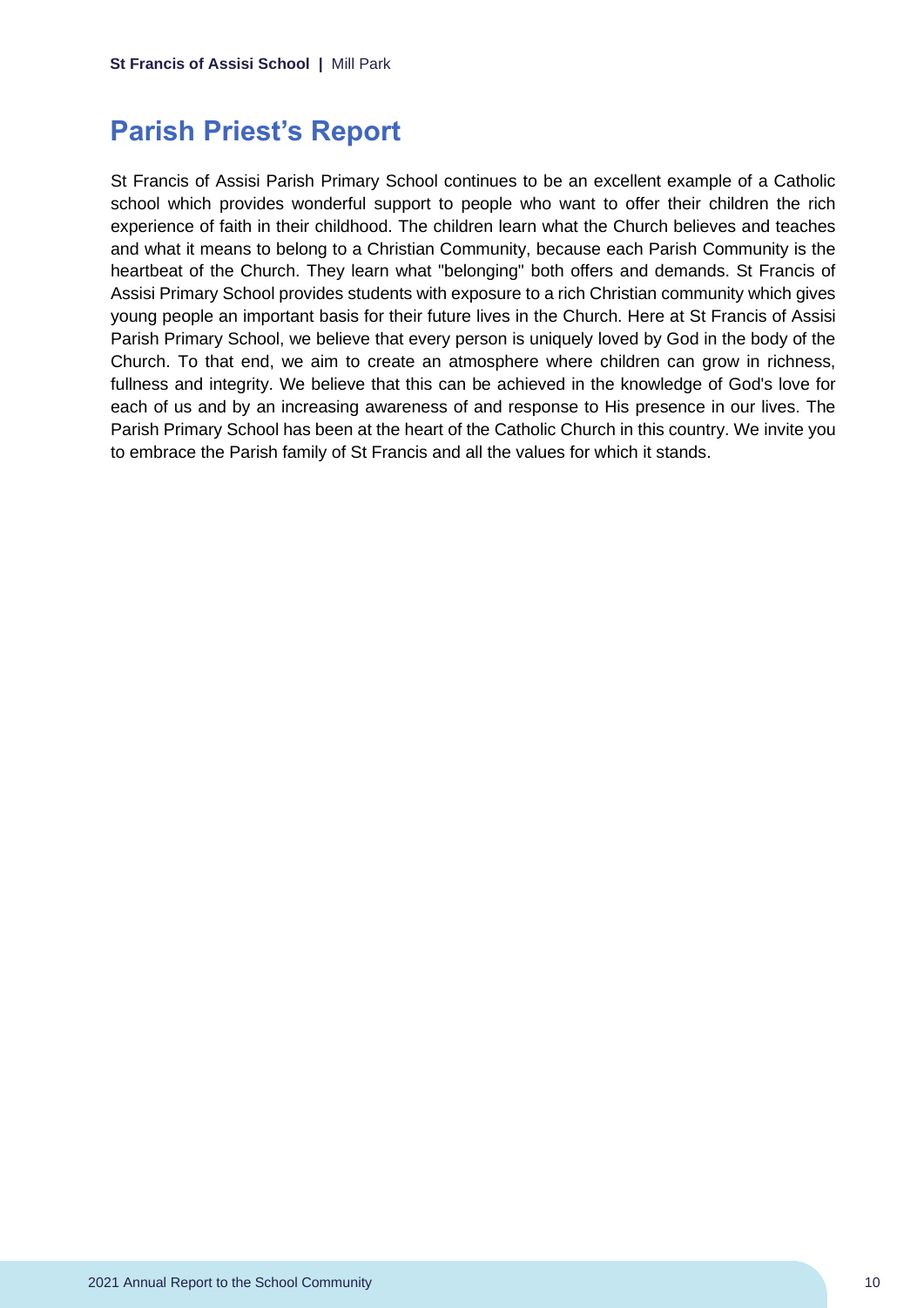## Parish Priest's Report

St Francis of Assisi Parish Primary School continues to be an excellent example of a Catholic school which provides wonderful support to people who want to offer their children the rich experience of faith in their childhood. The children learn what the Church believes and teaches and what it means to belong to a Christian Community, because each Parish Community is the heartbeat of the Church. They learn what "belonging" both offers and demands. St Francis of Assisi Primary School provides students with exposure to a rich Christian community which gives young people an important basis for their future lives in the Church. Here at St Francis of Assisi Parish Primary School, we believe that every person is uniquely loved by God in the body of the Church. To that end, we aim to create an atmosphere where children can grow in richness, fullness and integrity. We believe that this can be achieved in the knowledge of God's love for each of us and by an increasing awareness of and response to His presence in our lives. The Parish Primary School has been at the heart of the Catholic Church in this country. We invite you to embrace the Parish family of St Francis and all the values for which it stands.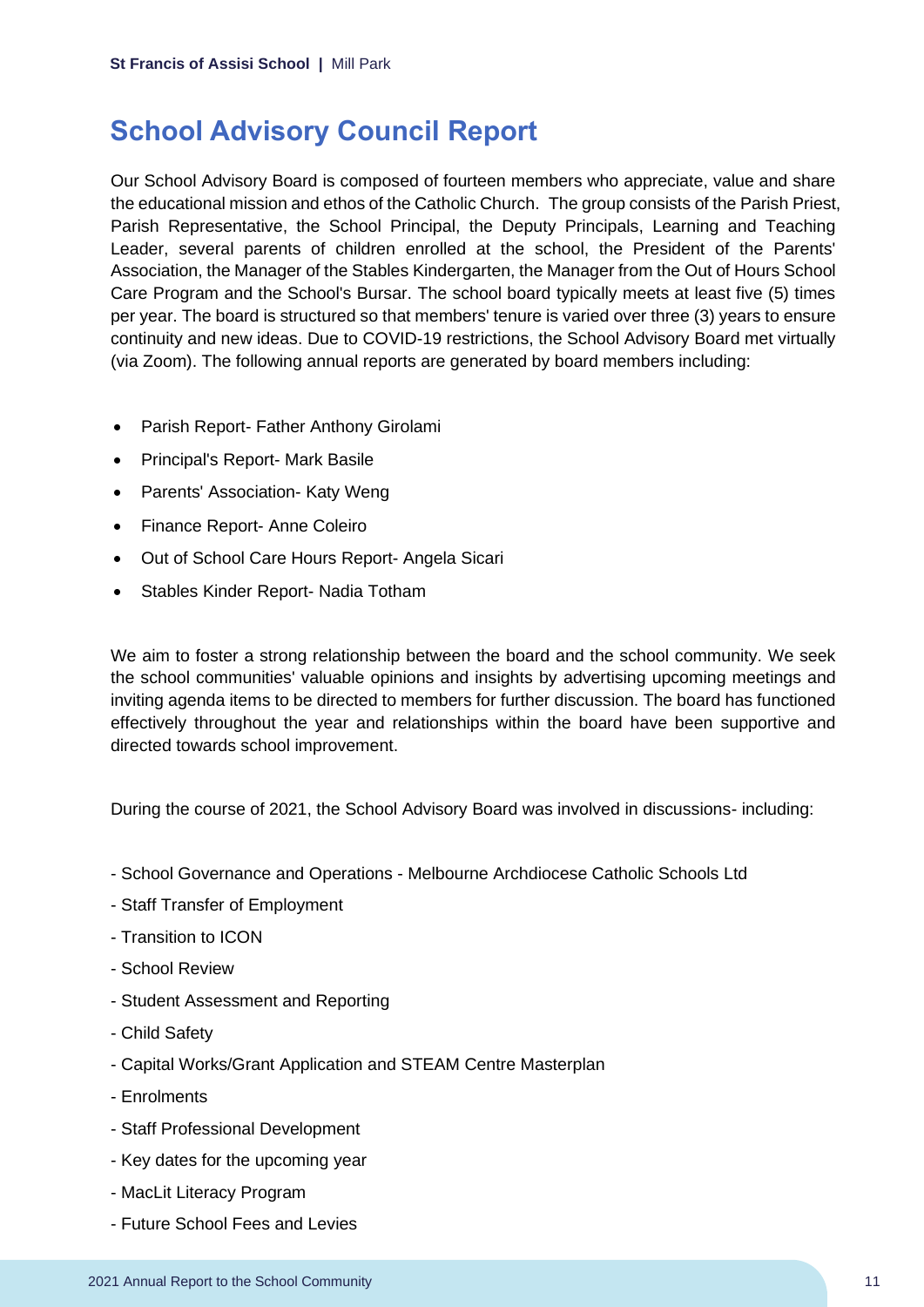## School Advisory Council Report

Our School Advisory Board is composed of fourteen members who appreciate, value and share the educational mission and ethos of the Catholic Church. The group consists of the Parish Priest, Parish Representative, the School Principal, the Deputy Principals, Learning and Teaching Leader, several parents of children enrolled at the school, the President of the Parents' Association, the Manager of the Stables Kindergarten, the Manager from the Out of Hours School Care Program and the School's Bursar. The school board typically meets at least five (5) times per year. The board is structured so that members' tenure is varied over three (3) years to ensure continuity and new ideas. Due to COVID-19 restrictions, the School Advisory Board met virtually (via Zoom). The following annual reports are generated by board members including:

- Parish Report- Father Anthony Girolami
- Principal's Report- Mark Basile
- Parents' Association- Katy Weng
- Finance Report- Anne Coleiro
- Out of School Care Hours Report- Angela Sicari
- Stables Kinder Report- Nadia Totham

We aim to foster a strong relationship between the board and the school community. We seek the school communities' valuable opinions and insights by advertising upcoming meetings and inviting agenda items to be directed to members for further discussion. The board has functioned effectively throughout the year and relationships within the board have been supportive and directed towards school improvement.

During the course of 2021, the School Advisory Board was involved in discussions- including:

- School Governance and Operations - Melbourne Archdiocese Catholic Schools Ltd
- Staff Transfer of Employment
- Transition to ICON
- School Review
- Student Assessment and Reporting
- Child Safety
- Capital Works/Grant Application and STEAM Centre Masterplan
- Enrolments
- Staff Professional Development
- Key dates for the upcoming year
- MacLit Literacy Program
- Future School Fees and Levies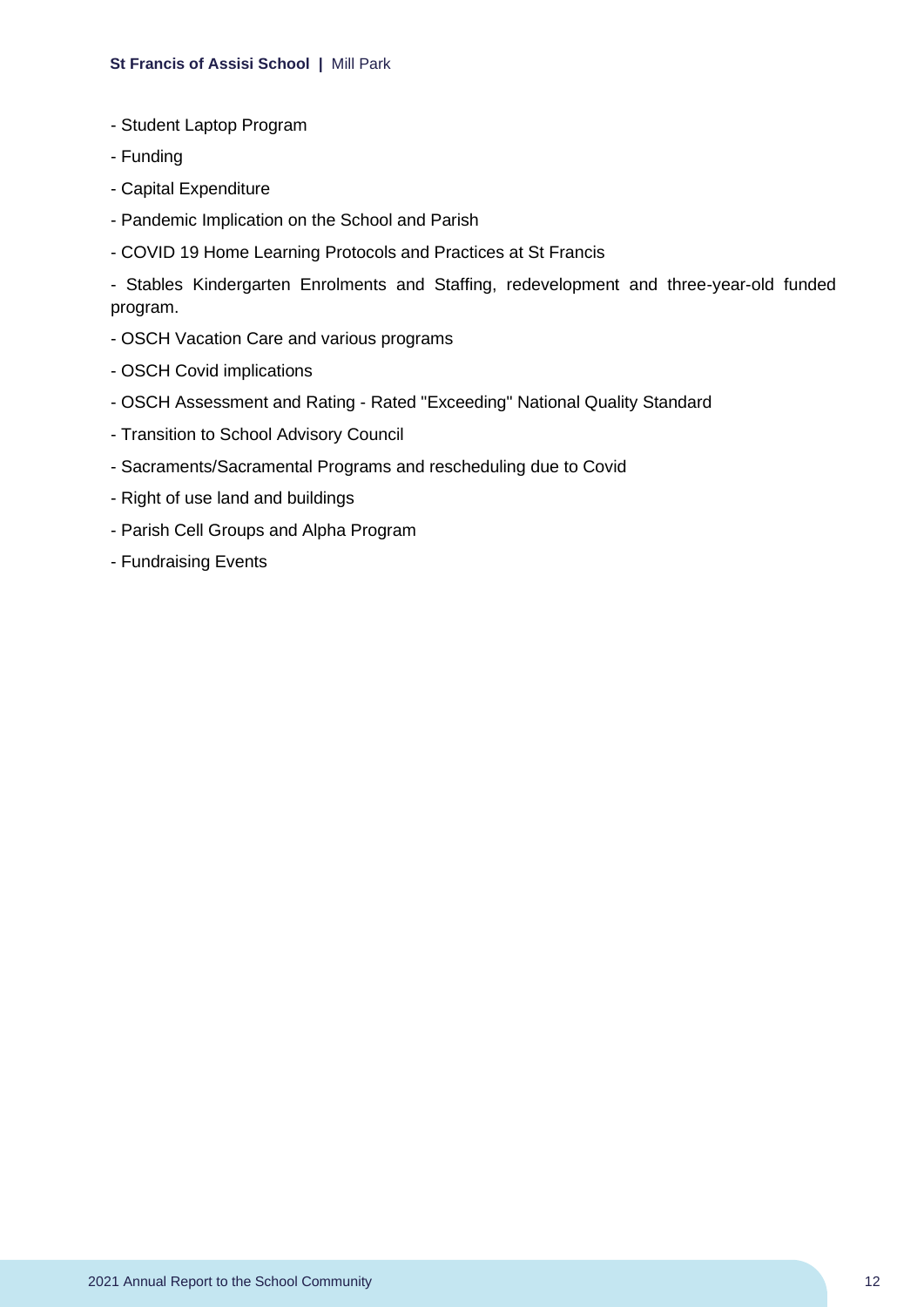- Student Laptop Program
- Funding
- Capital Expenditure
- Pandemic Implication on the School and Parish
- COVID 19 Home Learning Protocols and Practices at St Francis
- Stables Kindergarten Enrolments and Staffing, redevelopment and three-year-old funded program.
- OSCH Vacation Care and various programs
- OSCH Covid implications
- OSCH Assessment and Rating - Rated "Exceeding" National Quality Standard
- Transition to School Advisory Council
- Sacraments/Sacramental Programs and rescheduling due to Covid
- Right of use land and buildings
- Parish Cell Groups and Alpha Program
- Fundraising Events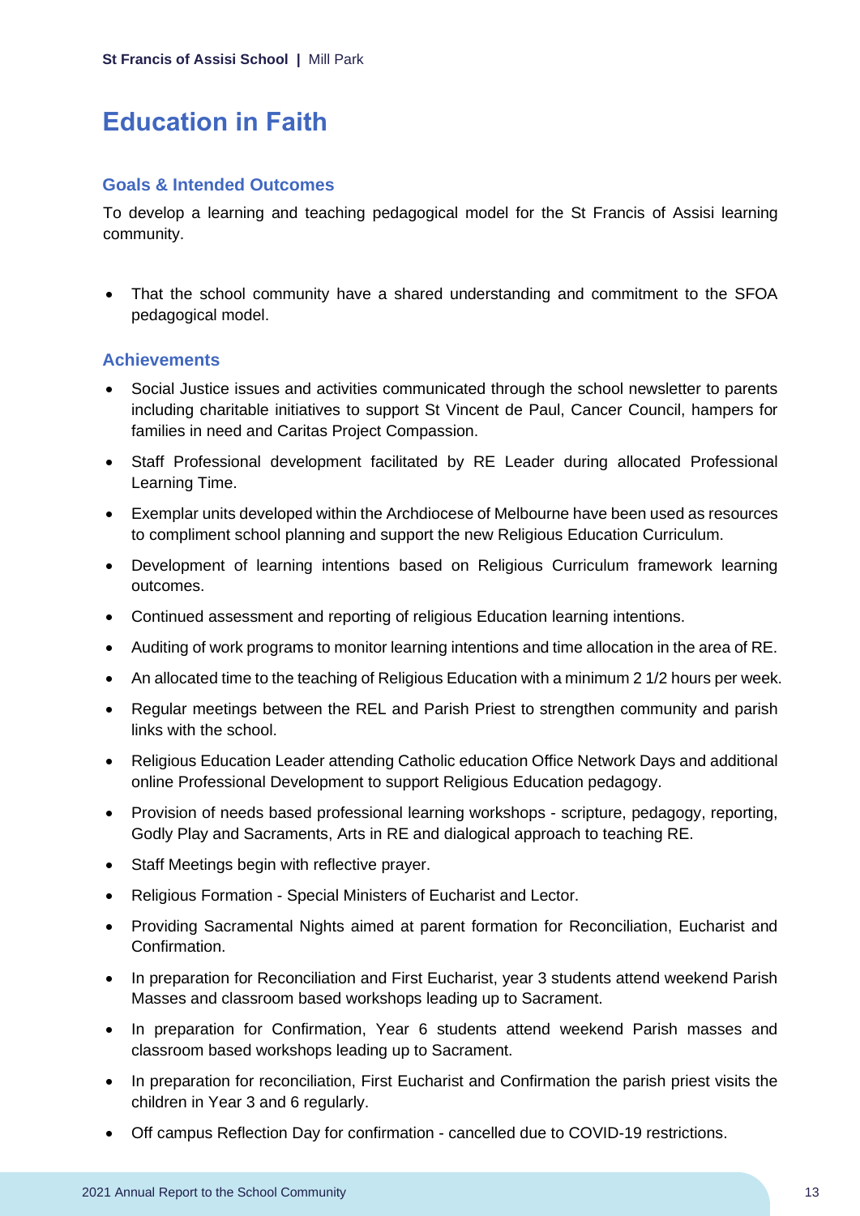# Education in Faith

## Goals & Intended Outcomes

To develop a learning and teaching pedagogical model for the St Francis of Assisi learning community.

- That the school community have a shared understanding and commitment to the SFOA pedagogical model.

## Achievements

- Social Justice issues and activities communicated through the school newsletter to parents including charitable initiatives to support St Vincent de Paul, Cancer Council, hampers for families in need and Caritas Project Compassion.
- Staff Professional development facilitated by RE Leader during allocated Professional Learning Time.
- Exemplar units developed within the Archdiocese of Melbourne have been used as resources to compliment school planning and support the new Religious Education Curriculum.
- Development of learning intentions based on Religious Curriculum framework learning outcomes.
- Continued assessment and reporting of religious Education learning intentions.
- Auditing of work programs to monitor learning intentions and time allocation in the area of RE.
- An allocated time to the teaching of Religious Education with a minimum 2 1/2 hours per week.
- Regular meetings between the REL and Parish Priest to strengthen community and parish links with the school.
- Religious Education Leader attending Catholic education Office Network Days and additional online Professional Development to support Religious Education pedagogy.
- Provision of needs based professional learning workshops - scripture, pedagogy, reporting, Godly Play and Sacraments, Arts in RE and dialogical approach to teaching RE.
- Staff Meetings begin with reflective prayer.
- Religious Formation - Special Ministers of Eucharist and Lector.
- Providing Sacramental Nights aimed at parent formation for Reconciliation, Eucharist and Confirmation.
- In preparation for Reconciliation and First Eucharist, year 3 students attend weekend Parish Masses and classroom based workshops leading up to Sacrament.
- In preparation for Confirmation, Year 6 students attend weekend Parish masses and classroom based workshops leading up to Sacrament.
- In preparation for reconciliation, First Eucharist and Confirmation the parish priest visits the children in Year 3 and 6 regularly.
- Off campus Reflection Day for confirmation - cancelled due to COVID-19 restrictions.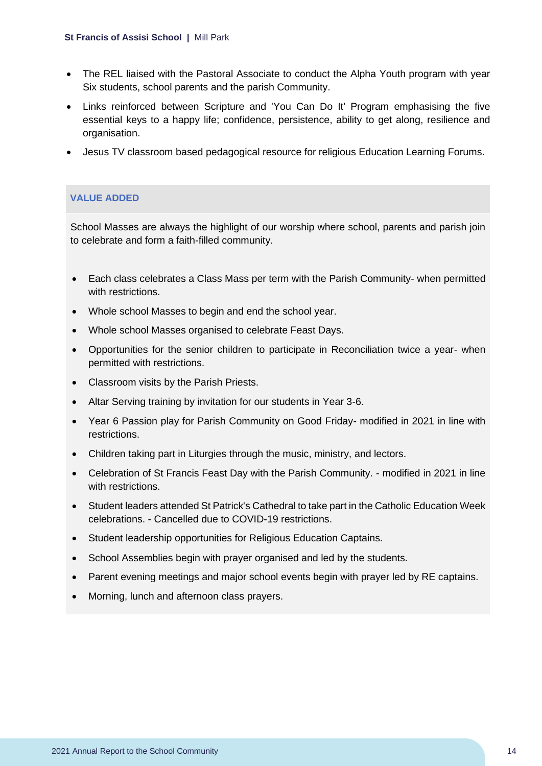- The REL liaised with the Pastoral Associate to conduct the Alpha Youth program with year Six students, school parents and the parish Community.
- Links reinforced between Scripture and 'You Can Do It' Program emphasising the five essential keys to a happy life; confidence, persistence, ability to get along, resilience and organisation.
- Jesus TV classroom based pedagogical resource for religious Education Learning Forums.

### VALUE ADDED

School Masses are always the highlight of our worship where school, parents and parish join to celebrate and form a faith-filled community.

- Each class celebrates a Class Mass per term with the Parish Community- when permitted with restrictions.
- Whole school Masses to begin and end the school year.
- Whole school Masses organised to celebrate Feast Days.
- Opportunities for the senior children to participate in Reconciliation twice a year- when permitted with restrictions.
- Classroom visits by the Parish Priests.
- Altar Serving training by invitation for our students in Year 3-6.
- Year 6 Passion play for Parish Community on Good Friday- modified in 2021 in line with restrictions.
- Children taking part in Liturgies through the music, ministry, and lectors.
- Celebration of St Francis Feast Day with the Parish Community. - modified in 2021 in line with restrictions.
- Student leaders attended St Patrick's Cathedral to take part in the Catholic Education Week celebrations. - Cancelled due to COVID-19 restrictions.
- Student leadership opportunities for Religious Education Captains.
- School Assemblies begin with prayer organised and led by the students.
- Parent evening meetings and major school events begin with prayer led by RE captains.
- Morning, lunch and afternoon class prayers.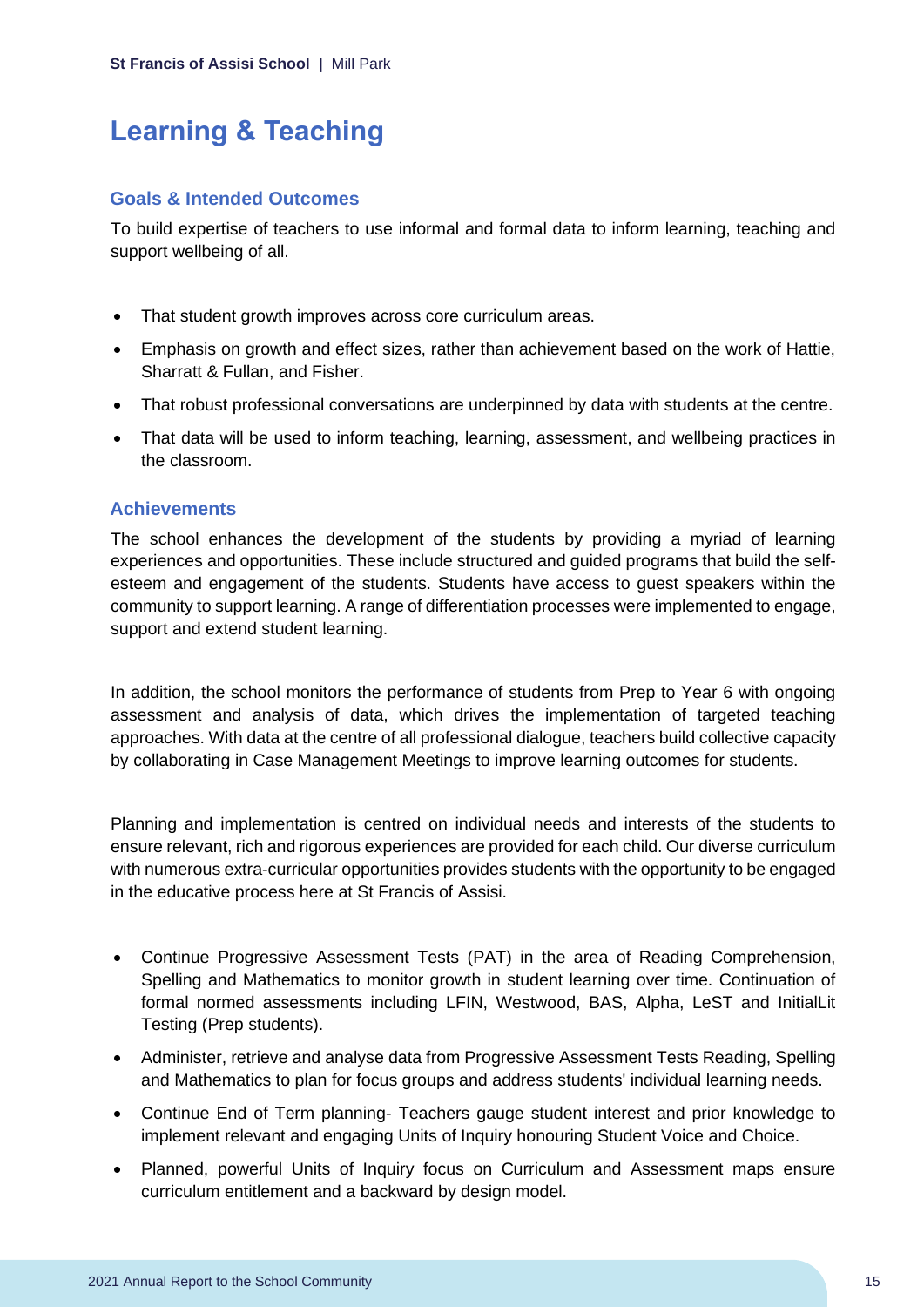# Learning & Teaching

## Goals & Intended Outcomes

To build expertise of teachers to use informal and formal data to inform learning, teaching and support wellbeing of all.

- That student growth improves across core curriculum areas.
- Emphasis on growth and effect sizes, rather than achievement based on the work of Hattie, Sharratt & Fullan, and Fisher.
- That robust professional conversations are underpinned by data with students at the centre.
- That data will be used to inform teaching, learning, assessment, and wellbeing practices in the classroom.

## Achievements

The school enhances the development of the students by providing a myriad of learning experiences and opportunities. These include structured and guided programs that build the self-esteem and engagement of the students. Students have access to guest speakers within the community to support learning. A range of differentiation processes were implemented to engage, support and extend student learning.

In addition, the school monitors the performance of students from Prep to Year 6 with ongoing assessment and analysis of data, which drives the implementation of targeted teaching approaches. With data at the centre of all professional dialogue, teachers build collective capacity by collaborating in Case Management Meetings to improve learning outcomes for students.

Planning and implementation is centred on individual needs and interests of the students to ensure relevant, rich and rigorous experiences are provided for each child. Our diverse curriculum with numerous extra-curricular opportunities provides students with the opportunity to be engaged in the educative process here at St Francis of Assisi.

- Continue Progressive Assessment Tests (PAT) in the area of Reading Comprehension, Spelling and Mathematics to monitor growth in student learning over time. Continuation of formal normed assessments including LFIN, Westwood, BAS, Alpha, LeST and InitialLit Testing (Prep students).
- Administer, retrieve and analyse data from Progressive Assessment Tests Reading, Spelling and Mathematics to plan for focus groups and address students' individual learning needs.
- Continue End of Term planning- Teachers gauge student interest and prior knowledge to implement relevant and engaging Units of Inquiry honouring Student Voice and Choice.
- Planned, powerful Units of Inquiry focus on Curriculum and Assessment maps ensure curriculum entitlement and a backward by design model.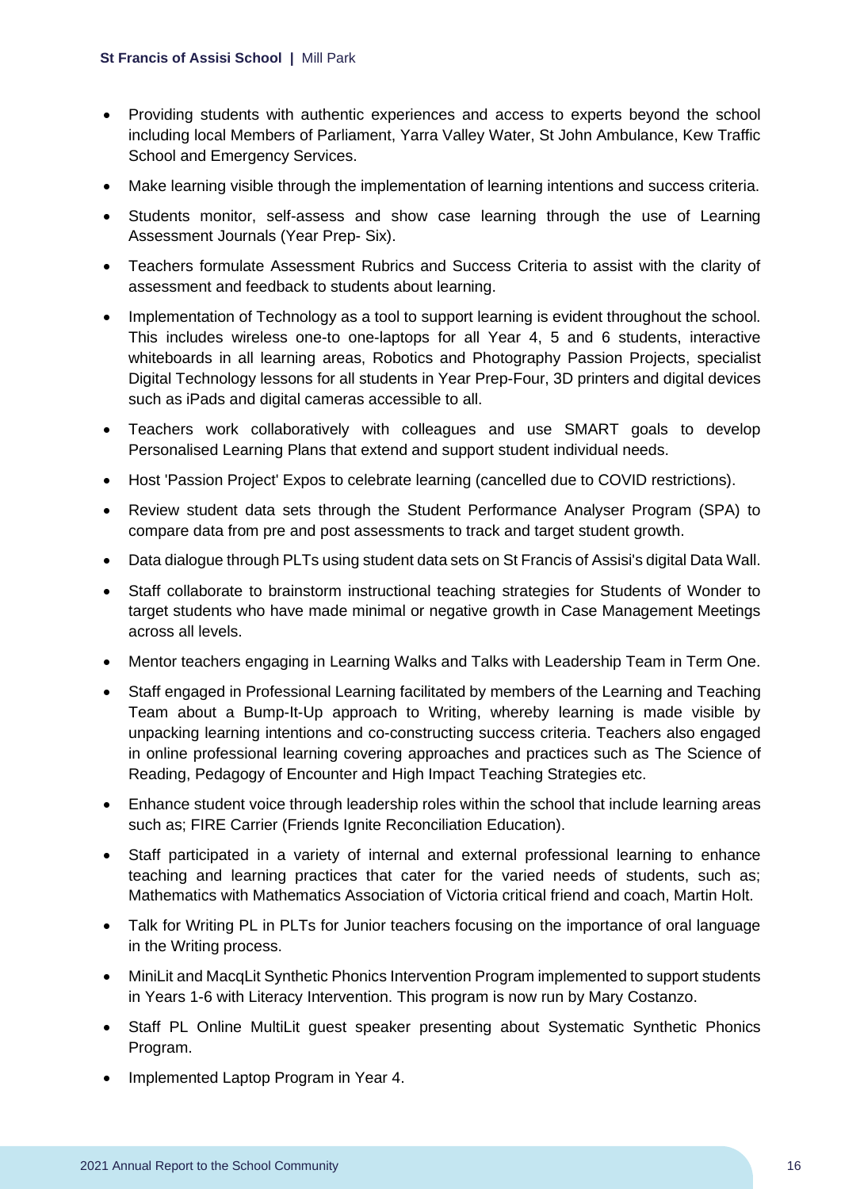- Providing students with authentic experiences and access to experts beyond the school including local Members of Parliament, Yarra Valley Water, St John Ambulance, Kew Traffic School and Emergency Services.
- Make learning visible through the implementation of learning intentions and success criteria.
- Students monitor, self-assess and show case learning through the use of Learning Assessment Journals (Year Prep- Six).
- Teachers formulate Assessment Rubrics and Success Criteria to assist with the clarity of assessment and feedback to students about learning.
- Implementation of Technology as a tool to support learning is evident throughout the school. This includes wireless one-to one-laptops for all Year 4, 5 and 6 students, interactive whiteboards in all learning areas, Robotics and Photography Passion Projects, specialist Digital Technology lessons for all students in Year Prep-Four, 3D printers and digital devices such as iPads and digital cameras accessible to all.
- Teachers work collaboratively with colleagues and use SMART goals to develop Personalised Learning Plans that extend and support student individual needs.
- Host 'Passion Project' Expos to celebrate learning (cancelled due to COVID restrictions).
- Review student data sets through the Student Performance Analyser Program (SPA) to compare data from pre and post assessments to track and target student growth.
- Data dialogue through PLTs using student data sets on St Francis of Assisi's digital Data Wall.
- Staff collaborate to brainstorm instructional teaching strategies for Students of Wonder to target students who have made minimal or negative growth in Case Management Meetings across all levels.
- Mentor teachers engaging in Learning Walks and Talks with Leadership Team in Term One.
- Staff engaged in Professional Learning facilitated by members of the Learning and Teaching Team about a Bump-It-Up approach to Writing, whereby learning is made visible by unpacking learning intentions and co-constructing success criteria. Teachers also engaged in online professional learning covering approaches and practices such as The Science of Reading, Pedagogy of Encounter and High Impact Teaching Strategies etc.
- Enhance student voice through leadership roles within the school that include learning areas such as; FIRE Carrier (Friends Ignite Reconciliation Education).
- Staff participated in a variety of internal and external professional learning to enhance teaching and learning practices that cater for the varied needs of students, such as; Mathematics with Mathematics Association of Victoria critical friend and coach, Martin Holt.
- Talk for Writing PL in PLTs for Junior teachers focusing on the importance of oral language in the Writing process.
- MiniLit and MacqLit Synthetic Phonics Intervention Program implemented to support students in Years 1-6 with Literacy Intervention. This program is now run by Mary Costanzo.
- Staff PL Online MultiLit guest speaker presenting about Systematic Synthetic Phonics Program.
- Implemented Laptop Program in Year 4.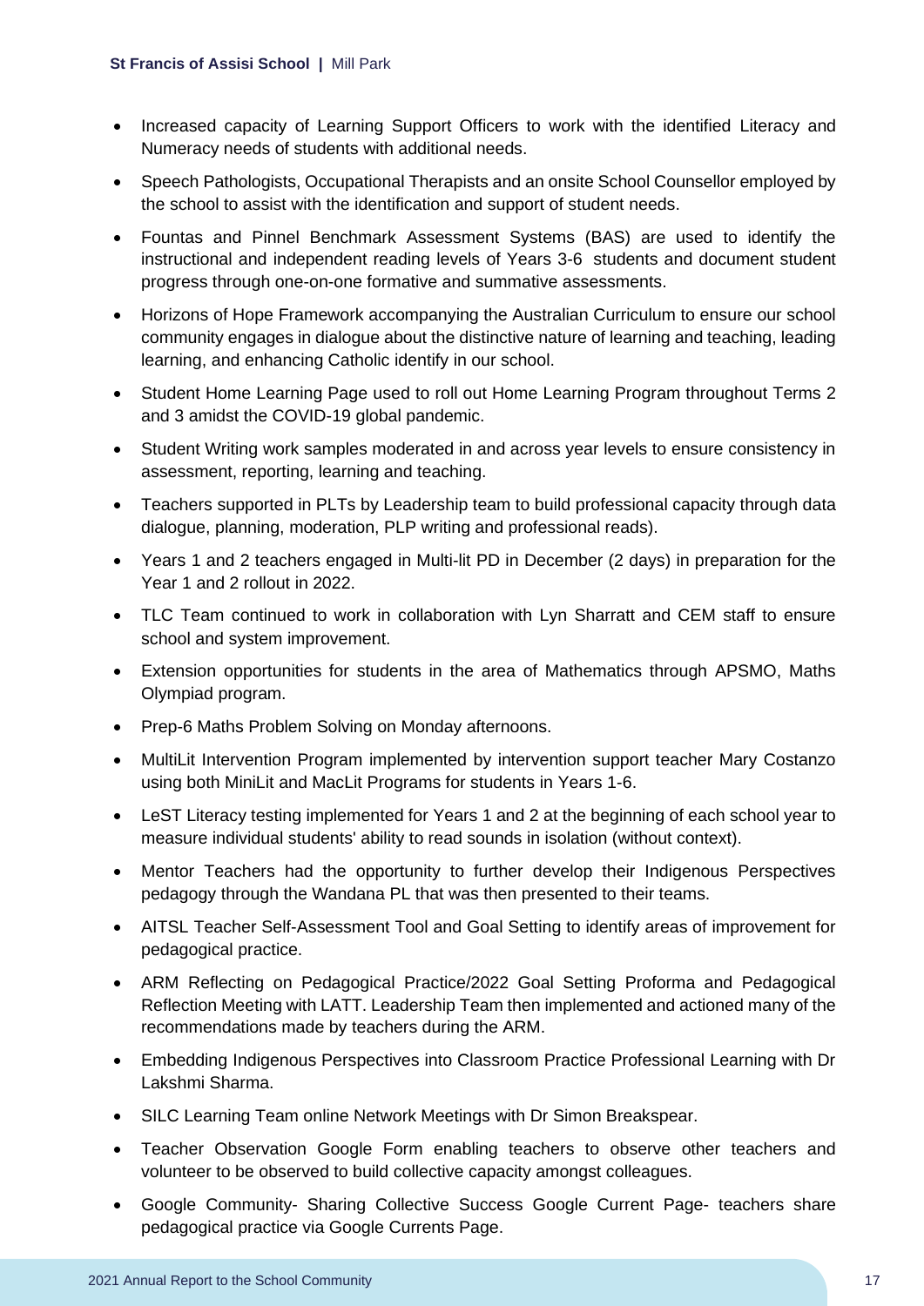- Increased capacity of Learning Support Officers to work with the identified Literacy and Numeracy needs of students with additional needs.
- Speech Pathologists, Occupational Therapists and an onsite School Counsellor employed by the school to assist with the identification and support of student needs.
- Fountas and Pinnel Benchmark Assessment Systems (BAS) are used to identify the instructional and independent reading levels of Years 3-6 students and document student progress through one-on-one formative and summative assessments.
- Horizons of Hope Framework accompanying the Australian Curriculum to ensure our school community engages in dialogue about the distinctive nature of learning and teaching, leading learning, and enhancing Catholic identify in our school.
- Student Home Learning Page used to roll out Home Learning Program throughout Terms 2 and 3 amidst the COVID-19 global pandemic.
- Student Writing work samples moderated in and across year levels to ensure consistency in assessment, reporting, learning and teaching.
- Teachers supported in PLTs by Leadership team to build professional capacity through data dialogue, planning, moderation, PLP writing and professional reads).
- Years 1 and 2 teachers engaged in Multi-lit PD in December (2 days) in preparation for the Year 1 and 2 rollout in 2022.
- TLC Team continued to work in collaboration with Lyn Sharratt and CEM staff to ensure school and system improvement.
- Extension opportunities for students in the area of Mathematics through APSMO, Maths Olympiad program.
- Prep-6 Maths Problem Solving on Monday afternoons.
- MultiLit Intervention Program implemented by intervention support teacher Mary Costanzo using both MiniLit and MacLit Programs for students in Years 1-6.
- LeST Literacy testing implemented for Years 1 and 2 at the beginning of each school year to measure individual students' ability to read sounds in isolation (without context).
- Mentor Teachers had the opportunity to further develop their Indigenous Perspectives pedagogy through the Wandana PL that was then presented to their teams.
- AITSL Teacher Self-Assessment Tool and Goal Setting to identify areas of improvement for pedagogical practice.
- ARM Reflecting on Pedagogical Practice/2022 Goal Setting Proforma and Pedagogical Reflection Meeting with LATT. Leadership Team then implemented and actioned many of the recommendations made by teachers during the ARM.
- Embedding Indigenous Perspectives into Classroom Practice Professional Learning with Dr Lakshmi Sharma.
- SILC Learning Team online Network Meetings with Dr Simon Breakspear.
- Teacher Observation Google Form enabling teachers to observe other teachers and volunteer to be observed to build collective capacity amongst colleagues.
- Google Community- Sharing Collective Success Google Current Page- teachers share pedagogical practice via Google Currents Page.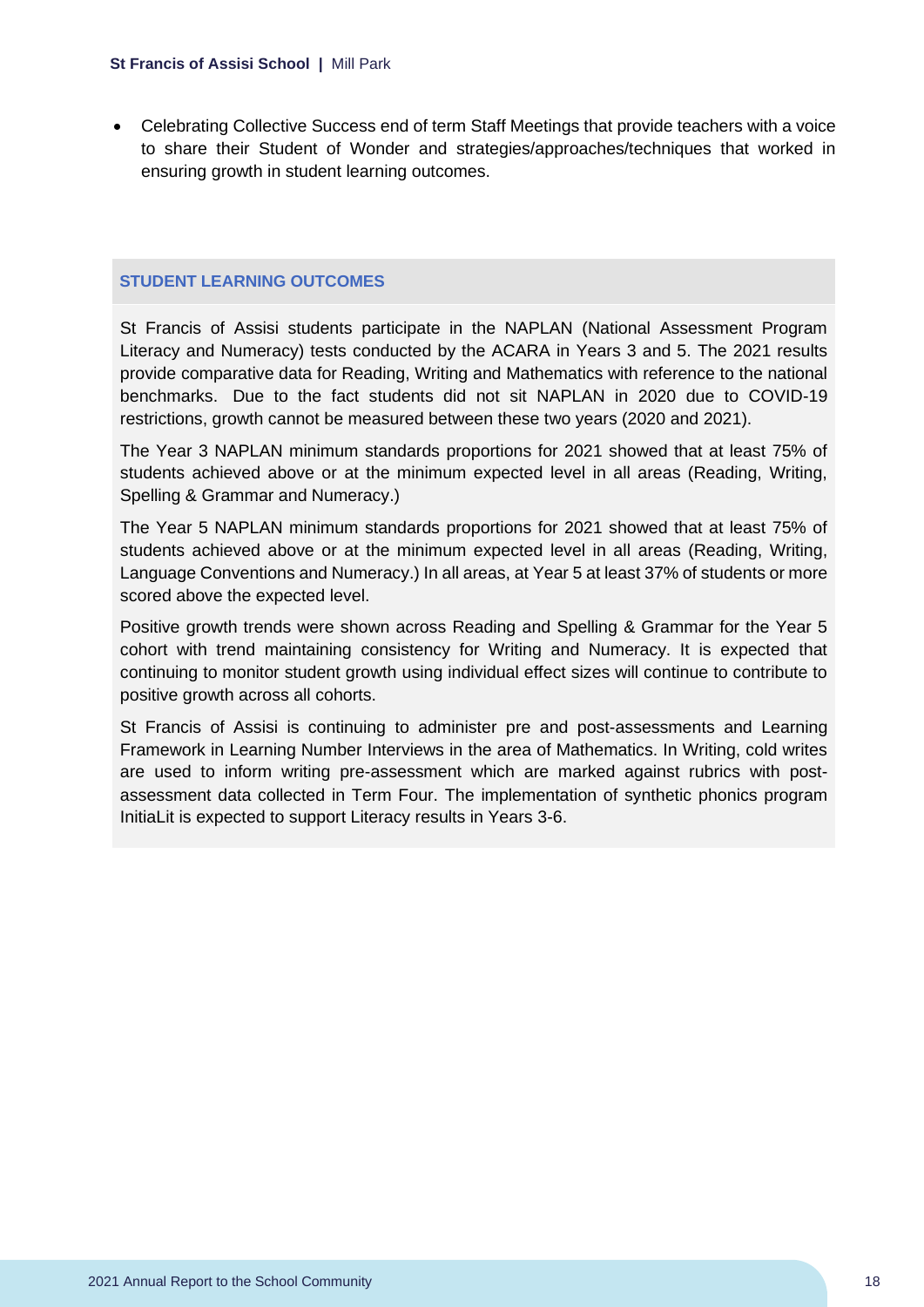- Celebrating Collective Success end of term Staff Meetings that provide teachers with a voice to share their Student of Wonder and strategies/approaches/techniques that worked in ensuring growth in student learning outcomes.

## STUDENT LEARNING OUTCOMES

St Francis of Assisi students participate in the NAPLAN (National Assessment Program Literacy and Numeracy) tests conducted by the ACARA in Years 3 and 5. The 2021 results provide comparative data for Reading, Writing and Mathematics with reference to the national benchmarks. Due to the fact students did not sit NAPLAN in 2020 due to COVID-19 restrictions, growth cannot be measured between these two years (2020 and 2021).

The Year 3 NAPLAN minimum standards proportions for 2021 showed that at least 75% of students achieved above or at the minimum expected level in all areas (Reading, Writing, Spelling & Grammar and Numeracy.)

The Year 5 NAPLAN minimum standards proportions for 2021 showed that at least 75% of students achieved above or at the minimum expected level in all areas (Reading, Writing, Language Conventions and Numeracy.) In all areas, at Year 5 at least 37% of students or more scored above the expected level.

Positive growth trends were shown across Reading and Spelling & Grammar for the Year 5 cohort with trend maintaining consistency for Writing and Numeracy. It is expected that continuing to monitor student growth using individual effect sizes will continue to contribute to positive growth across all cohorts.

St Francis of Assisi is continuing to administer pre and post-assessments and Learning Framework in Learning Number Interviews in the area of Mathematics. In Writing, cold writes are used to inform writing pre-assessment which are marked against rubrics with post-assessment data collected in Term Four. The implementation of synthetic phonics program InitiaLit is expected to support Literacy results in Years 3-6.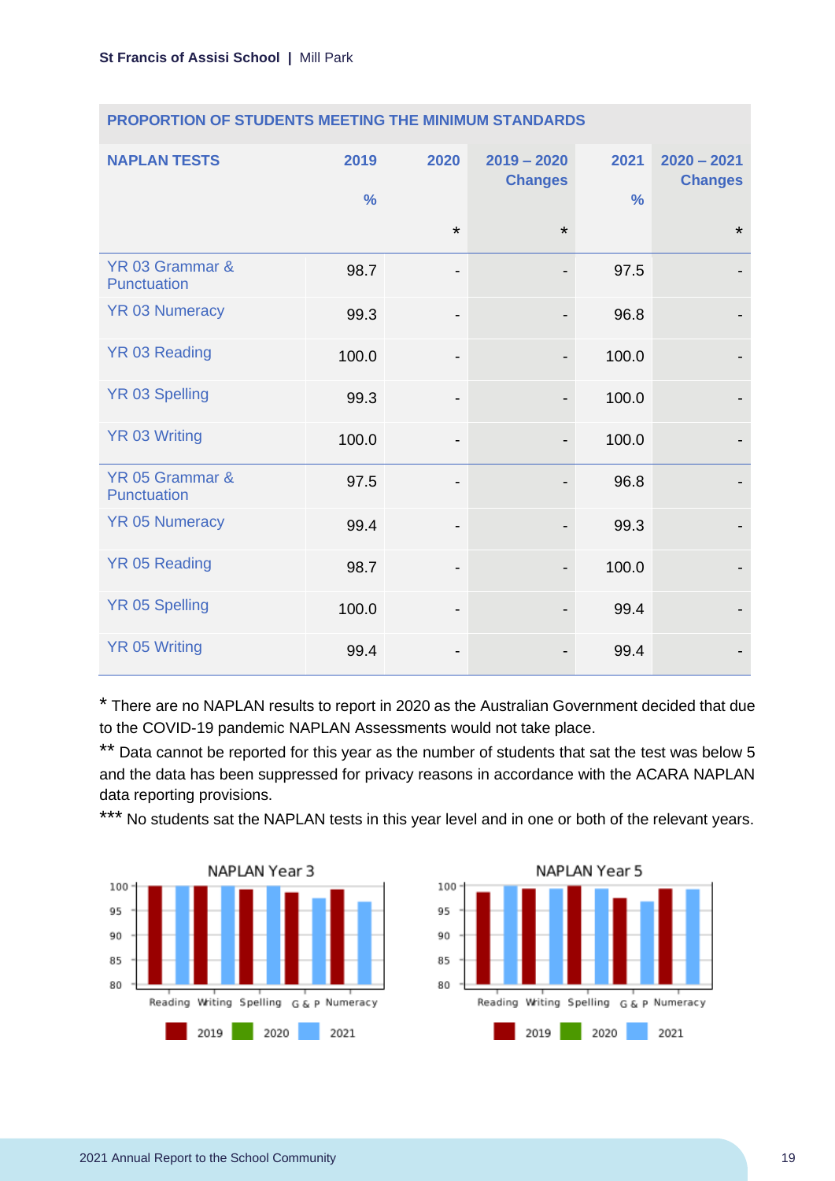| PROPORTION OF STUDENTS MEETING THE MINIMUM STANDARDS | | | | | |
|---|---|---|---|---|---|
| **NAPLAN TESTS** | **2019 %** | **2020 \*** | **2019 – 2020 Changes \*** | **2021 %** | **2020 – 2021 Changes \*** |
| YR 03 Grammar & Punctuation | 98.7 | - | - | 97.5 | - |
| YR 03 Numeracy | 99.3 | - | - | 96.8 | - |
| YR 03 Reading | 100.0 | - | - | 100.0 | - |
| YR 03 Spelling | 99.3 | - | - | 100.0 | - |
| YR 03 Writing | 100.0 | - | - | 100.0 | - |
| YR 05 Grammar & Punctuation | 97.5 | - | - | 96.8 | - |
| YR 05 Numeracy | 99.4 | - | - | 99.3 | - |
| YR 05 Reading | 98.7 | - | - | 100.0 | - |
| YR 05 Spelling | 100.0 | - | - | 99.4 | - |
| YR 05 Writing | 99.4 | - | - | 99.4 | - |

\* There are no NAPLAN results to report in 2020 as the Australian Government decided that due to the COVID-19 pandemic NAPLAN Assessments would not take place.

\*\* Data cannot be reported for this year as the number of students that sat the test was below 5 and the data has been suppressed for privacy reasons in accordance with the ACARA NAPLAN data reporting provisions.

\*\*\* No students sat the NAPLAN tests in this year level and in one or both of the relevant years.

NAPLAN Year 3

NAPLAN Year 5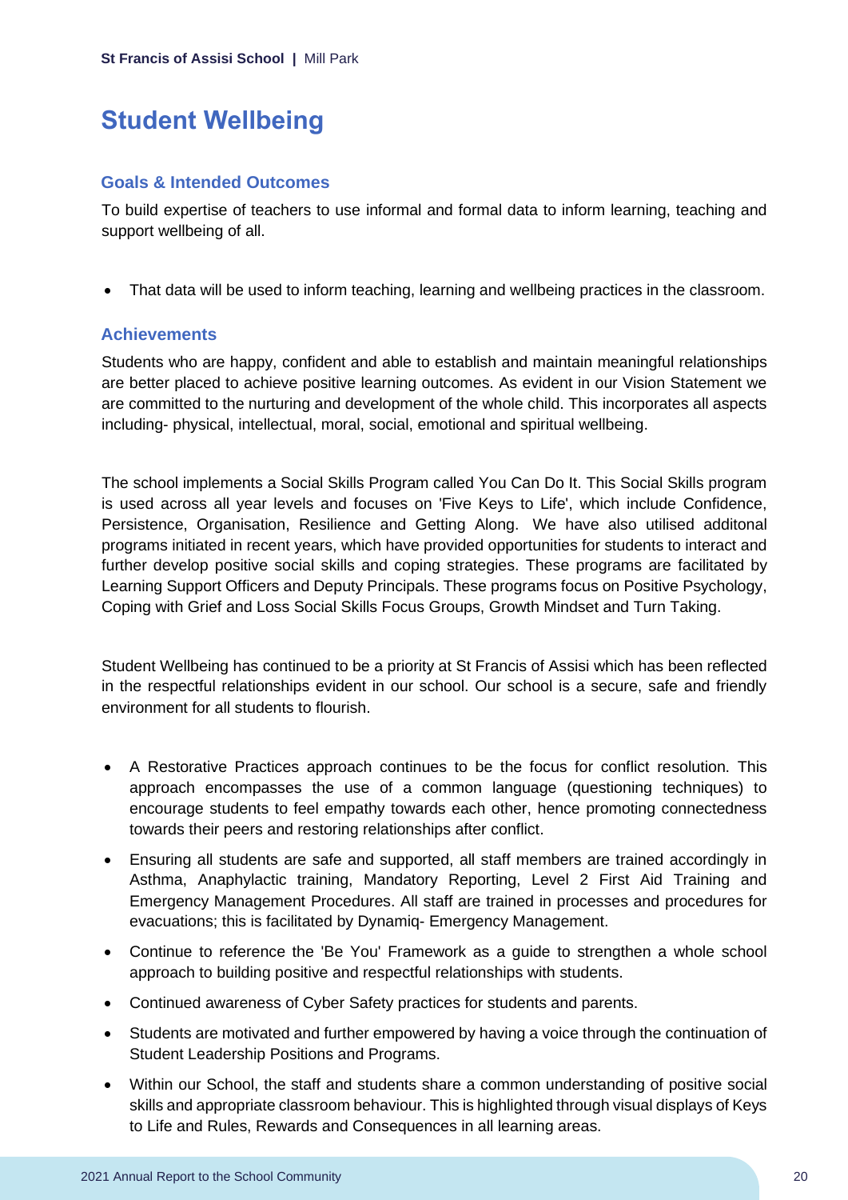# Student Wellbeing

## Goals & Intended Outcomes

To build expertise of teachers to use informal and formal data to inform learning, teaching and support wellbeing of all.

- That data will be used to inform teaching, learning and wellbeing practices in the classroom.

## Achievements

Students who are happy, confident and able to establish and maintain meaningful relationships are better placed to achieve positive learning outcomes. As evident in our Vision Statement we are committed to the nurturing and development of the whole child. This incorporates all aspects including- physical, intellectual, moral, social, emotional and spiritual wellbeing.

The school implements a Social Skills Program called You Can Do It. This Social Skills program is used across all year levels and focuses on 'Five Keys to Life', which include Confidence, Persistence, Organisation, Resilience and Getting Along. We have also utilised additonal programs initiated in recent years, which have provided opportunities for students to interact and further develop positive social skills and coping strategies. These programs are facilitated by Learning Support Officers and Deputy Principals. These programs focus on Positive Psychology, Coping with Grief and Loss Social Skills Focus Groups, Growth Mindset and Turn Taking.

Student Wellbeing has continued to be a priority at St Francis of Assisi which has been reflected in the respectful relationships evident in our school. Our school is a secure, safe and friendly environment for all students to flourish.

- A Restorative Practices approach continues to be the focus for conflict resolution. This approach encompasses the use of a common language (questioning techniques) to encourage students to feel empathy towards each other, hence promoting connectedness towards their peers and restoring relationships after conflict.
- Ensuring all students are safe and supported, all staff members are trained accordingly in Asthma, Anaphylactic training, Mandatory Reporting, Level 2 First Aid Training and Emergency Management Procedures. All staff are trained in processes and procedures for evacuations; this is facilitated by Dynamiq- Emergency Management.
- Continue to reference the 'Be You' Framework as a guide to strengthen a whole school approach to building positive and respectful relationships with students.
- Continued awareness of Cyber Safety practices for students and parents.
- Students are motivated and further empowered by having a voice through the continuation of Student Leadership Positions and Programs.
- Within our School, the staff and students share a common understanding of positive social skills and appropriate classroom behaviour. This is highlighted through visual displays of Keys to Life and Rules, Rewards and Consequences in all learning areas.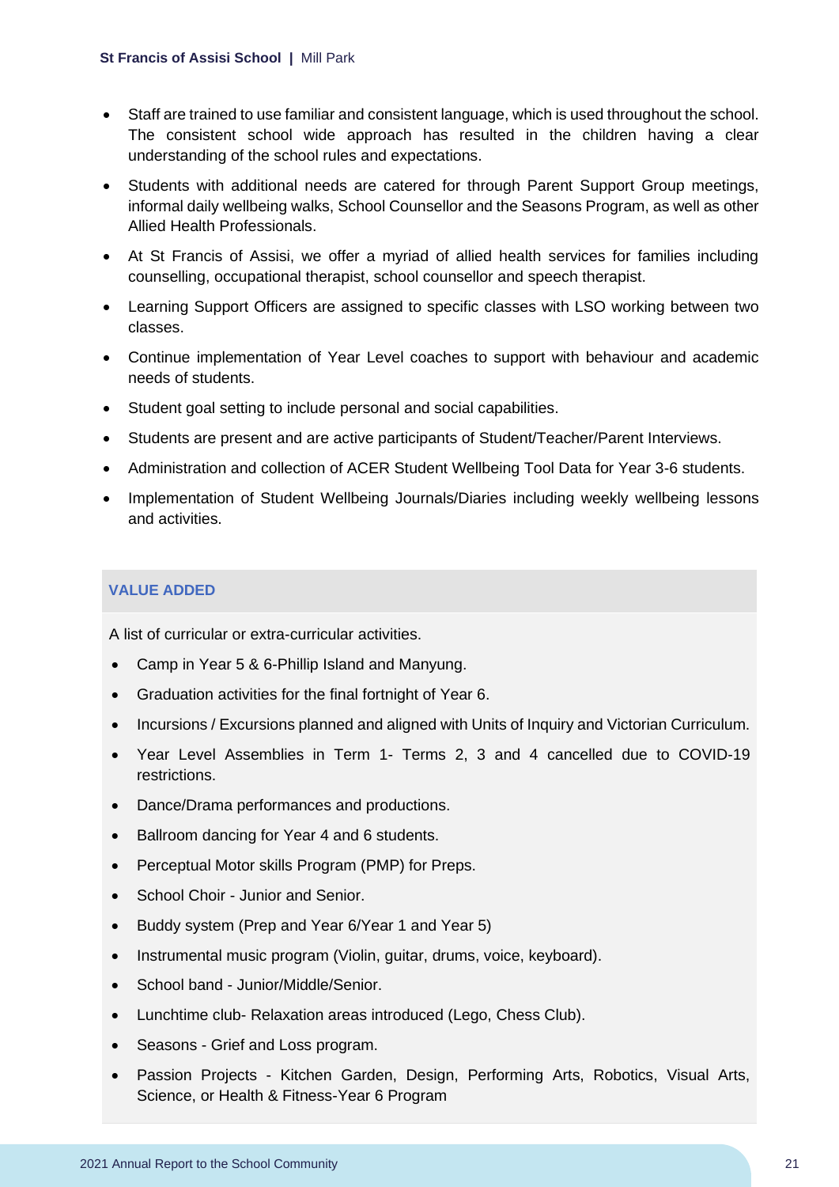- Staff are trained to use familiar and consistent language, which is used throughout the school. The consistent school wide approach has resulted in the children having a clear understanding of the school rules and expectations.
- Students with additional needs are catered for through Parent Support Group meetings, informal daily wellbeing walks, School Counsellor and the Seasons Program, as well as other Allied Health Professionals.
- At St Francis of Assisi, we offer a myriad of allied health services for families including counselling, occupational therapist, school counsellor and speech therapist.
- Learning Support Officers are assigned to specific classes with LSO working between two classes.
- Continue implementation of Year Level coaches to support with behaviour and academic needs of students.
- Student goal setting to include personal and social capabilities.
- Students are present and are active participants of Student/Teacher/Parent Interviews.
- Administration and collection of ACER Student Wellbeing Tool Data for Year 3-6 students.
- Implementation of Student Wellbeing Journals/Diaries including weekly wellbeing lessons and activities.

## VALUE ADDED

A list of curricular or extra-curricular activities.

- Camp in Year 5 & 6-Phillip Island and Manyung.
- Graduation activities for the final fortnight of Year 6.
- Incursions / Excursions planned and aligned with Units of Inquiry and Victorian Curriculum.
- Year Level Assemblies in Term 1- Terms 2, 3 and 4 cancelled due to COVID-19 restrictions.
- Dance/Drama performances and productions.
- Ballroom dancing for Year 4 and 6 students.
- Perceptual Motor skills Program (PMP) for Preps.
- School Choir - Junior and Senior.
- Buddy system (Prep and Year 6/Year 1 and Year 5)
- Instrumental music program (Violin, guitar, drums, voice, keyboard).
- School band - Junior/Middle/Senior.
- Lunchtime club- Relaxation areas introduced (Lego, Chess Club).
- Seasons - Grief and Loss program.
- Passion Projects - Kitchen Garden, Design, Performing Arts, Robotics, Visual Arts, Science, or Health & Fitness-Year 6 Program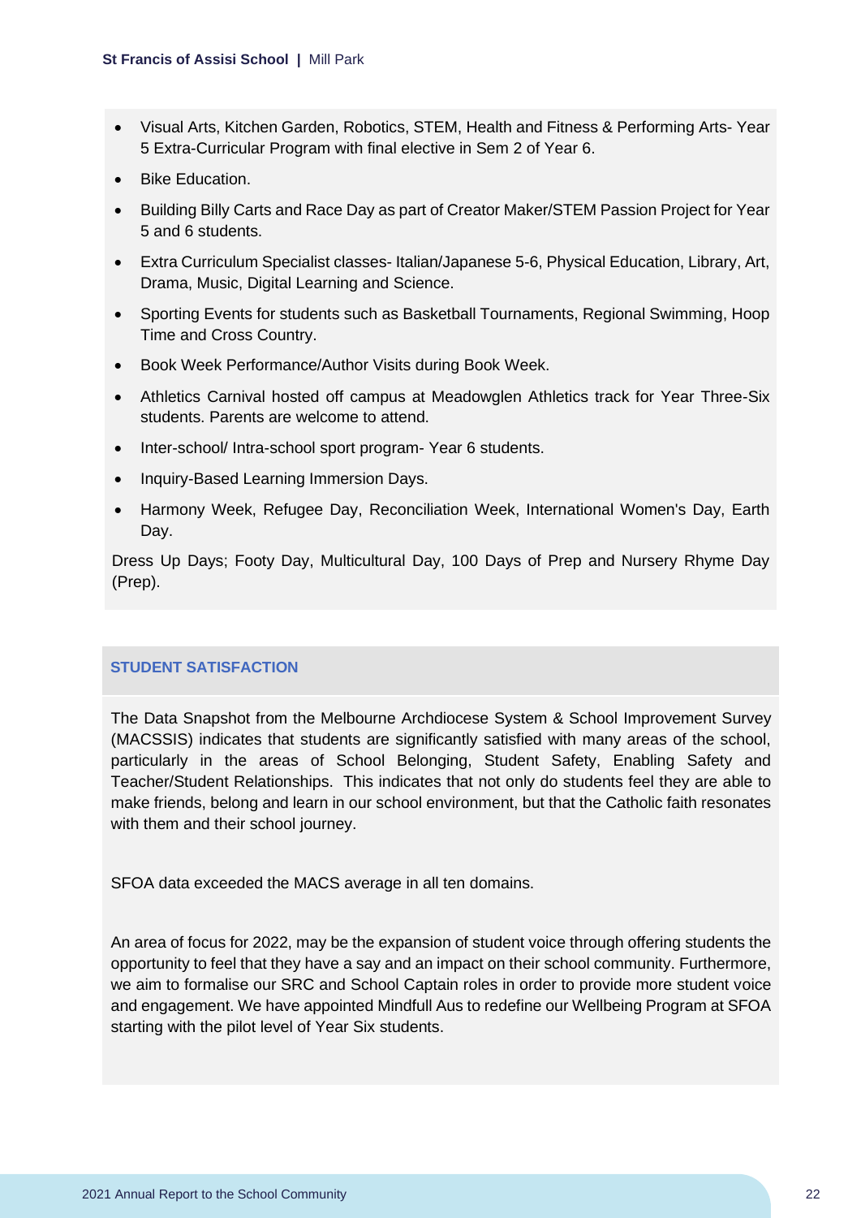- Visual Arts, Kitchen Garden, Robotics, STEM, Health and Fitness & Performing Arts- Year 5 Extra-Curricular Program with final elective in Sem 2 of Year 6.
- Bike Education.
- Building Billy Carts and Race Day as part of Creator Maker/STEM Passion Project for Year 5 and 6 students.
- Extra Curriculum Specialist classes- Italian/Japanese 5-6, Physical Education, Library, Art, Drama, Music, Digital Learning and Science.
- Sporting Events for students such as Basketball Tournaments, Regional Swimming, Hoop Time and Cross Country.
- Book Week Performance/Author Visits during Book Week.
- Athletics Carnival hosted off campus at Meadowglen Athletics track for Year Three-Six students. Parents are welcome to attend.
- Inter-school/ Intra-school sport program- Year 6 students.
- Inquiry-Based Learning Immersion Days.
- Harmony Week, Refugee Day, Reconciliation Week, International Women's Day, Earth Day.

Dress Up Days; Footy Day, Multicultural Day, 100 Days of Prep and Nursery Rhyme Day (Prep).

## STUDENT SATISFACTION

The Data Snapshot from the Melbourne Archdiocese System & School Improvement Survey (MACSSIS) indicates that students are significantly satisfied with many areas of the school, particularly in the areas of School Belonging, Student Safety, Enabling Safety and Teacher/Student Relationships. This indicates that not only do students feel they are able to make friends, belong and learn in our school environment, but that the Catholic faith resonates with them and their school journey.

SFOA data exceeded the MACS average in all ten domains.

An area of focus for 2022, may be the expansion of student voice through offering students the opportunity to feel that they have a say and an impact on their school community. Furthermore, we aim to formalise our SRC and School Captain roles in order to provide more student voice and engagement. We have appointed Mindfull Aus to redefine our Wellbeing Program at SFOA starting with the pilot level of Year Six students.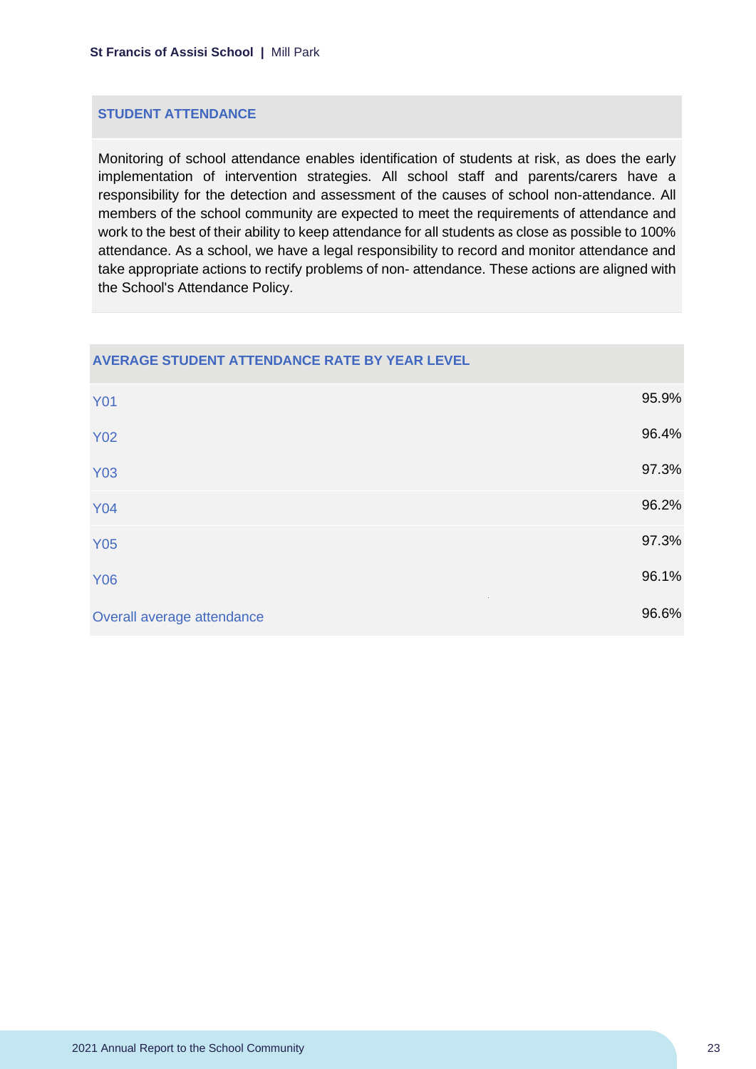## STUDENT ATTENDANCE

Monitoring of school attendance enables identification of students at risk, as does the early implementation of intervention strategies. All school staff and parents/carers have a responsibility for the detection and assessment of the causes of school non-attendance. All members of the school community are expected to meet the requirements of attendance and work to the best of their ability to keep attendance for all students as close as possible to 100% attendance. As a school, we have a legal responsibility to record and monitor attendance and take appropriate actions to rectify problems of non- attendance. These actions are aligned with the School's Attendance Policy.

| AVERAGE STUDENT ATTENDANCE RATE BY YEAR LEVEL | |
|---|---|
| Y01 | 95.9% |
| Y02 | 96.4% |
| Y03 | 97.3% |
| Y04 | 96.2% |
| Y05 | 97.3% |
| Y06 | 96.1% |
| Overall average attendance | 96.6% |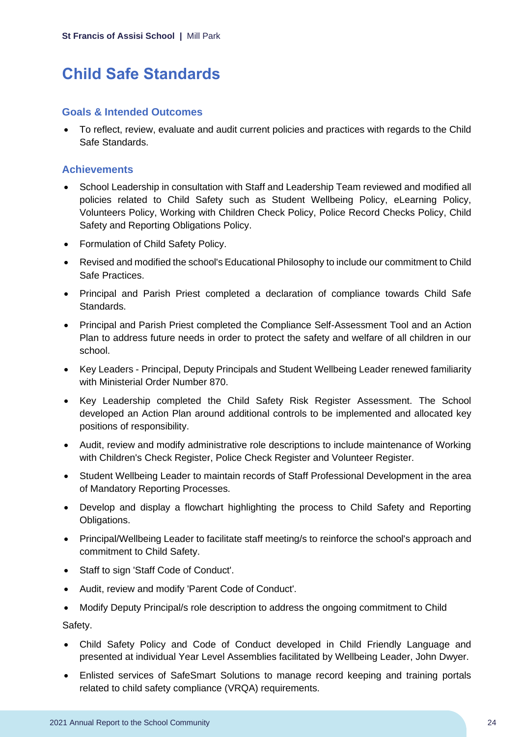# Child Safe Standards

## Goals & Intended Outcomes

- To reflect, review, evaluate and audit current policies and practices with regards to the Child Safe Standards.

## Achievements

- School Leadership in consultation with Staff and Leadership Team reviewed and modified all policies related to Child Safety such as Student Wellbeing Policy, eLearning Policy, Volunteers Policy, Working with Children Check Policy, Police Record Checks Policy, Child Safety and Reporting Obligations Policy.
- Formulation of Child Safety Policy.
- Revised and modified the school's Educational Philosophy to include our commitment to Child Safe Practices.
- Principal and Parish Priest completed a declaration of compliance towards Child Safe Standards.
- Principal and Parish Priest completed the Compliance Self-Assessment Tool and an Action Plan to address future needs in order to protect the safety and welfare of all children in our school.
- Key Leaders - Principal, Deputy Principals and Student Wellbeing Leader renewed familiarity with Ministerial Order Number 870.
- Key Leadership completed the Child Safety Risk Register Assessment. The School developed an Action Plan around additional controls to be implemented and allocated key positions of responsibility.
- Audit, review and modify administrative role descriptions to include maintenance of Working with Children's Check Register, Police Check Register and Volunteer Register.
- Student Wellbeing Leader to maintain records of Staff Professional Development in the area of Mandatory Reporting Processes.
- Develop and display a flowchart highlighting the process to Child Safety and Reporting Obligations.
- Principal/Wellbeing Leader to facilitate staff meeting/s to reinforce the school's approach and commitment to Child Safety.
- Staff to sign 'Staff Code of Conduct'.
- Audit, review and modify 'Parent Code of Conduct'.
- Modify Deputy Principal/s role description to address the ongoing commitment to Child Safety.
- Child Safety Policy and Code of Conduct developed in Child Friendly Language and presented at individual Year Level Assemblies facilitated by Wellbeing Leader, John Dwyer.
- Enlisted services of SafeSmart Solutions to manage record keeping and training portals related to child safety compliance (VRQA) requirements.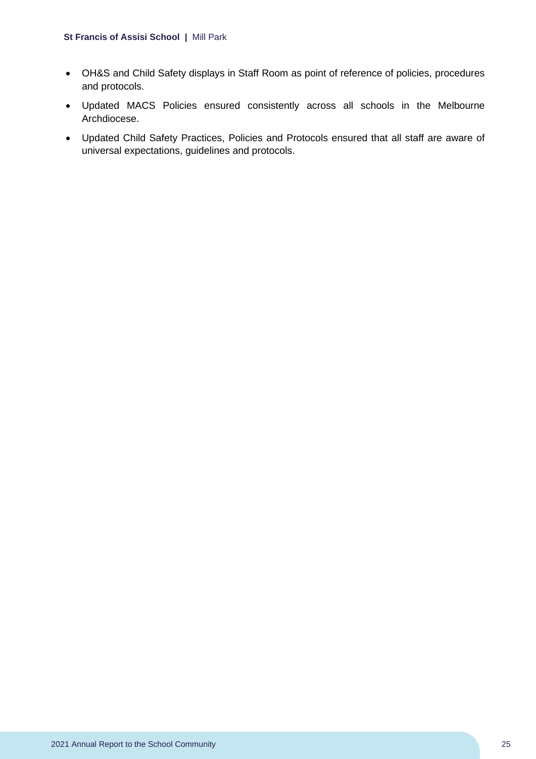- OH&S and Child Safety displays in Staff Room as point of reference of policies, procedures and protocols.
- Updated MACS Policies ensured consistently across all schools in the Melbourne Archdiocese.
- Updated Child Safety Practices, Policies and Protocols ensured that all staff are aware of universal expectations, guidelines and protocols.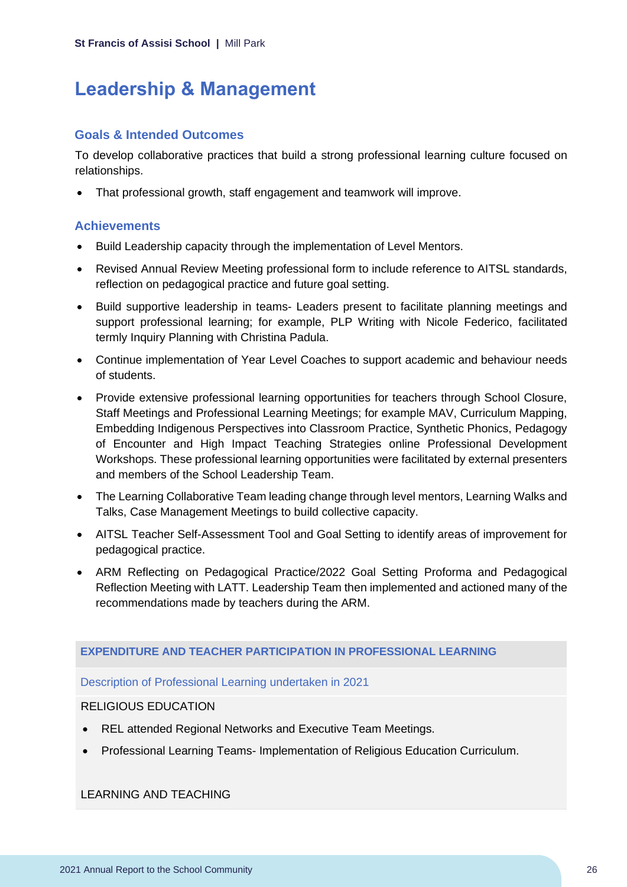# Leadership & Management

## Goals & Intended Outcomes

To develop collaborative practices that build a strong professional learning culture focused on relationships.

- That professional growth, staff engagement and teamwork will improve.

## Achievements

- Build Leadership capacity through the implementation of Level Mentors.
- Revised Annual Review Meeting professional form to include reference to AITSL standards, reflection on pedagogical practice and future goal setting.
- Build supportive leadership in teams- Leaders present to facilitate planning meetings and support professional learning; for example, PLP Writing with Nicole Federico, facilitated termly Inquiry Planning with Christina Padula.
- Continue implementation of Year Level Coaches to support academic and behaviour needs of students.
- Provide extensive professional learning opportunities for teachers through School Closure, Staff Meetings and Professional Learning Meetings; for example MAV, Curriculum Mapping, Embedding Indigenous Perspectives into Classroom Practice, Synthetic Phonics, Pedagogy of Encounter and High Impact Teaching Strategies online Professional Development Workshops. These professional learning opportunities were facilitated by external presenters and members of the School Leadership Team.
- The Learning Collaborative Team leading change through level mentors, Learning Walks and Talks, Case Management Meetings to build collective capacity.
- AITSL Teacher Self-Assessment Tool and Goal Setting to identify areas of improvement for pedagogical practice.
- ARM Reflecting on Pedagogical Practice/2022 Goal Setting Proforma and Pedagogical Reflection Meeting with LATT. Leadership Team then implemented and actioned many of the recommendations made by teachers during the ARM.

| EXPENDITURE AND TEACHER PARTICIPATION IN PROFESSIONAL LEARNING |
|---|
| Description of Professional Learning undertaken in 2021 |
| RELIGIOUS EDUCATION<br>• REL attended Regional Networks and Executive Team Meetings.<br>• Professional Learning Teams- Implementation of Religious Education Curriculum.<br><br>LEARNING AND TEACHING |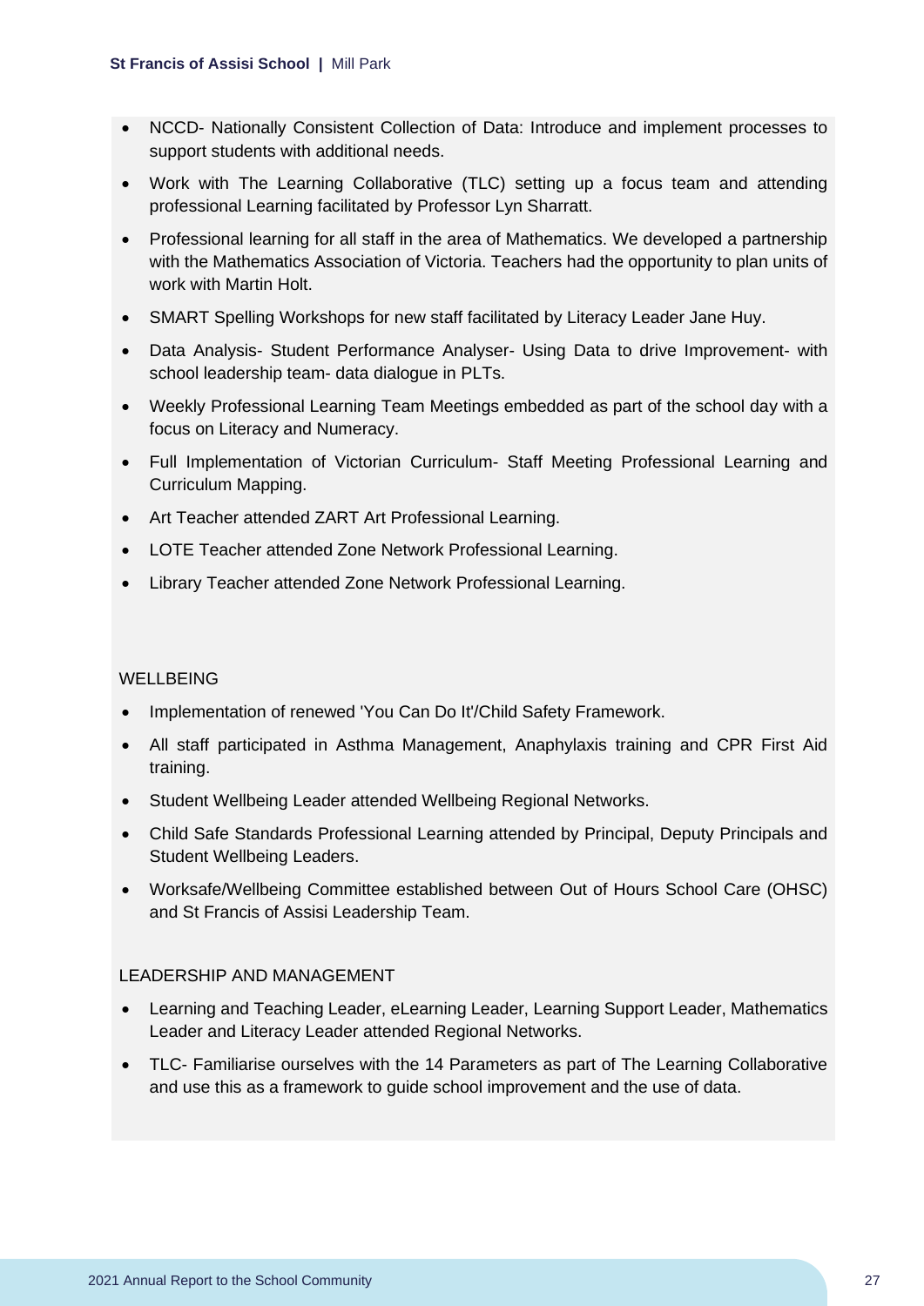- NCCD- Nationally Consistent Collection of Data: Introduce and implement processes to support students with additional needs.
- Work with The Learning Collaborative (TLC) setting up a focus team and attending professional Learning facilitated by Professor Lyn Sharratt.
- Professional learning for all staff in the area of Mathematics. We developed a partnership with the Mathematics Association of Victoria. Teachers had the opportunity to plan units of work with Martin Holt.
- SMART Spelling Workshops for new staff facilitated by Literacy Leader Jane Huy.
- Data Analysis- Student Performance Analyser- Using Data to drive Improvement- with school leadership team- data dialogue in PLTs.
- Weekly Professional Learning Team Meetings embedded as part of the school day with a focus on Literacy and Numeracy.
- Full Implementation of Victorian Curriculum- Staff Meeting Professional Learning and Curriculum Mapping.
- Art Teacher attended ZART Art Professional Learning.
- LOTE Teacher attended Zone Network Professional Learning.
- Library Teacher attended Zone Network Professional Learning.

WELLBEING

- Implementation of renewed 'You Can Do It'/Child Safety Framework.
- All staff participated in Asthma Management, Anaphylaxis training and CPR First Aid training.
- Student Wellbeing Leader attended Wellbeing Regional Networks.
- Child Safe Standards Professional Learning attended by Principal, Deputy Principals and Student Wellbeing Leaders.
- Worksafe/Wellbeing Committee established between Out of Hours School Care (OHSC) and St Francis of Assisi Leadership Team.

LEADERSHIP AND MANAGEMENT

- Learning and Teaching Leader, eLearning Leader, Learning Support Leader, Mathematics Leader and Literacy Leader attended Regional Networks.
- TLC- Familiarise ourselves with the 14 Parameters as part of The Learning Collaborative and use this as a framework to guide school improvement and the use of data.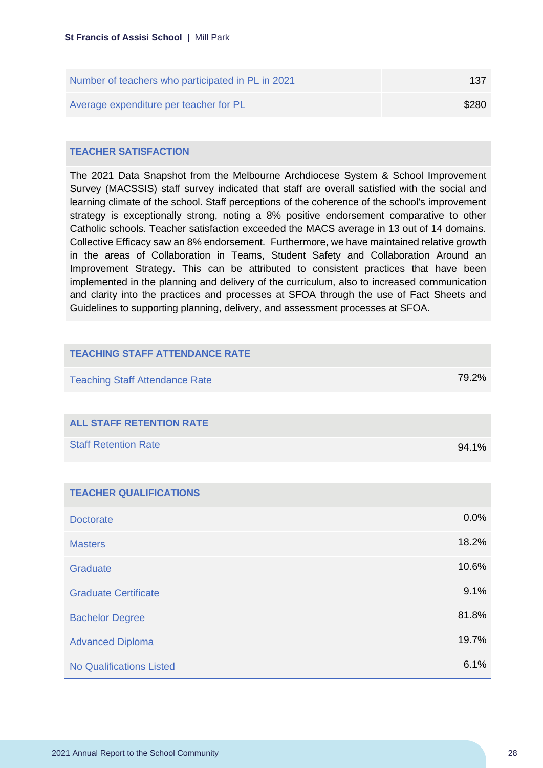| | |
|---|---|
| Number of teachers who participated in PL in 2021 | 137 |
| Average expenditure per teacher for PL | $280 |

## TEACHER SATISFACTION

The 2021 Data Snapshot from the Melbourne Archdiocese System & School Improvement Survey (MACSSIS) staff survey indicated that staff are overall satisfied with the social and learning climate of the school. Staff perceptions of the coherence of the school's improvement strategy is exceptionally strong, noting a 8% positive endorsement comparative to other Catholic schools. Teacher satisfaction exceeded the MACS average in 13 out of 14 domains. Collective Efficacy saw an 8% endorsement. Furthermore, we have maintained relative growth in the areas of Collaboration in Teams, Student Safety and Collaboration Around an Improvement Strategy. This can be attributed to consistent practices that have been implemented in the planning and delivery of the curriculum, also to increased communication and clarity into the practices and processes at SFOA through the use of Fact Sheets and Guidelines to supporting planning, delivery, and assessment processes at SFOA.

| TEACHING STAFF ATTENDANCE RATE | |
|---|---|
| Teaching Staff Attendance Rate | 79.2% |

| ALL STAFF RETENTION RATE | |
|---|---|
| Staff Retention Rate | 94.1% |

| TEACHER QUALIFICATIONS | |
|---|---|
| Doctorate | 0.0% |
| Masters | 18.2% |
| Graduate | 10.6% |
| Graduate Certificate | 9.1% |
| Bachelor Degree | 81.8% |
| Advanced Diploma | 19.7% |
| No Qualifications Listed | 6.1% |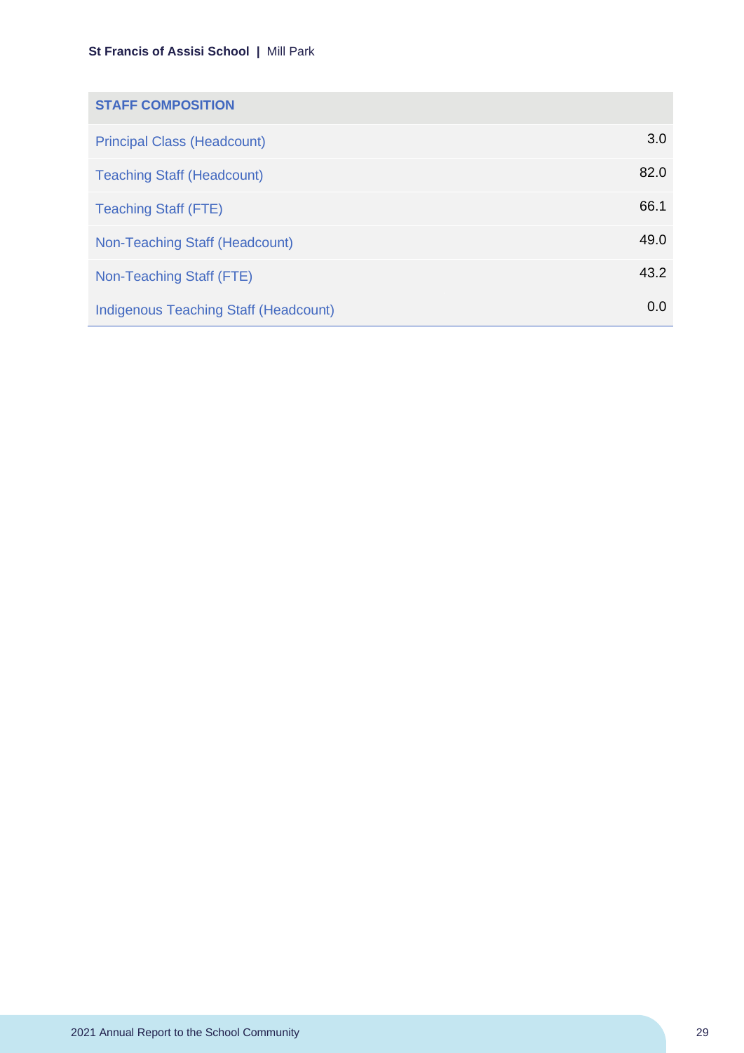| STAFF COMPOSITION | |
|---|---|
| Principal Class (Headcount) | 3.0 |
| Teaching Staff (Headcount) | 82.0 |
| Teaching Staff (FTE) | 66.1 |
| Non-Teaching Staff (Headcount) | 49.0 |
| Non-Teaching Staff (FTE) | 43.2 |
| Indigenous Teaching Staff (Headcount) | 0.0 |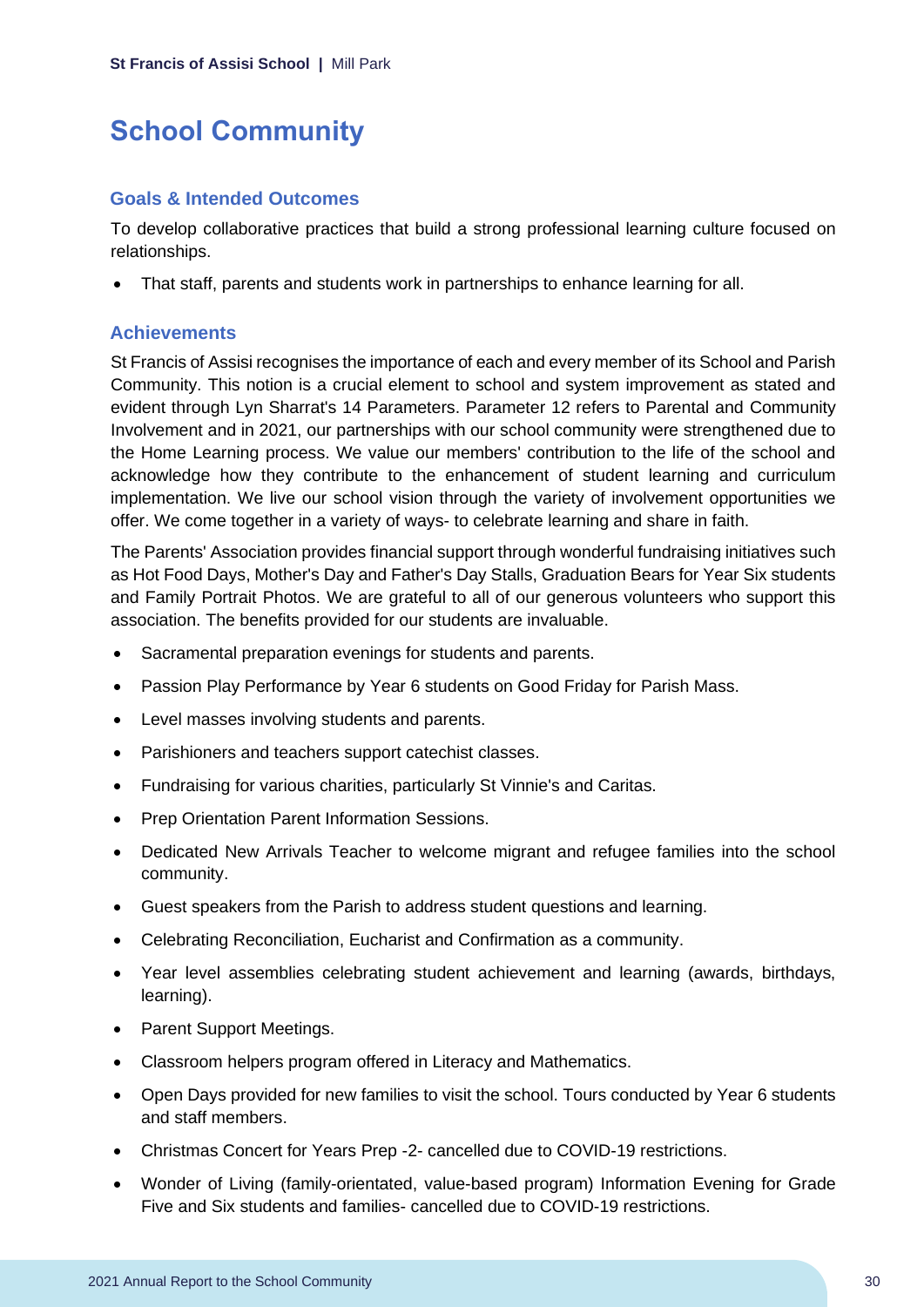# School Community

## Goals & Intended Outcomes

To develop collaborative practices that build a strong professional learning culture focused on relationships.

- That staff, parents and students work in partnerships to enhance learning for all.

## Achievements

St Francis of Assisi recognises the importance of each and every member of its School and Parish Community. This notion is a crucial element to school and system improvement as stated and evident through Lyn Sharrat's 14 Parameters. Parameter 12 refers to Parental and Community Involvement and in 2021, our partnerships with our school community were strengthened due to the Home Learning process. We value our members' contribution to the life of the school and acknowledge how they contribute to the enhancement of student learning and curriculum implementation. We live our school vision through the variety of involvement opportunities we offer. We come together in a variety of ways- to celebrate learning and share in faith.

The Parents' Association provides financial support through wonderful fundraising initiatives such as Hot Food Days, Mother's Day and Father's Day Stalls, Graduation Bears for Year Six students and Family Portrait Photos. We are grateful to all of our generous volunteers who support this association. The benefits provided for our students are invaluable.

- Sacramental preparation evenings for students and parents.
- Passion Play Performance by Year 6 students on Good Friday for Parish Mass.
- Level masses involving students and parents.
- Parishioners and teachers support catechist classes.
- Fundraising for various charities, particularly St Vinnie's and Caritas.
- Prep Orientation Parent Information Sessions.
- Dedicated New Arrivals Teacher to welcome migrant and refugee families into the school community.
- Guest speakers from the Parish to address student questions and learning.
- Celebrating Reconciliation, Eucharist and Confirmation as a community.
- Year level assemblies celebrating student achievement and learning (awards, birthdays, learning).
- Parent Support Meetings.
- Classroom helpers program offered in Literacy and Mathematics.
- Open Days provided for new families to visit the school. Tours conducted by Year 6 students and staff members.
- Christmas Concert for Years Prep -2- cancelled due to COVID-19 restrictions.
- Wonder of Living (family-orientated, value-based program) Information Evening for Grade Five and Six students and families- cancelled due to COVID-19 restrictions.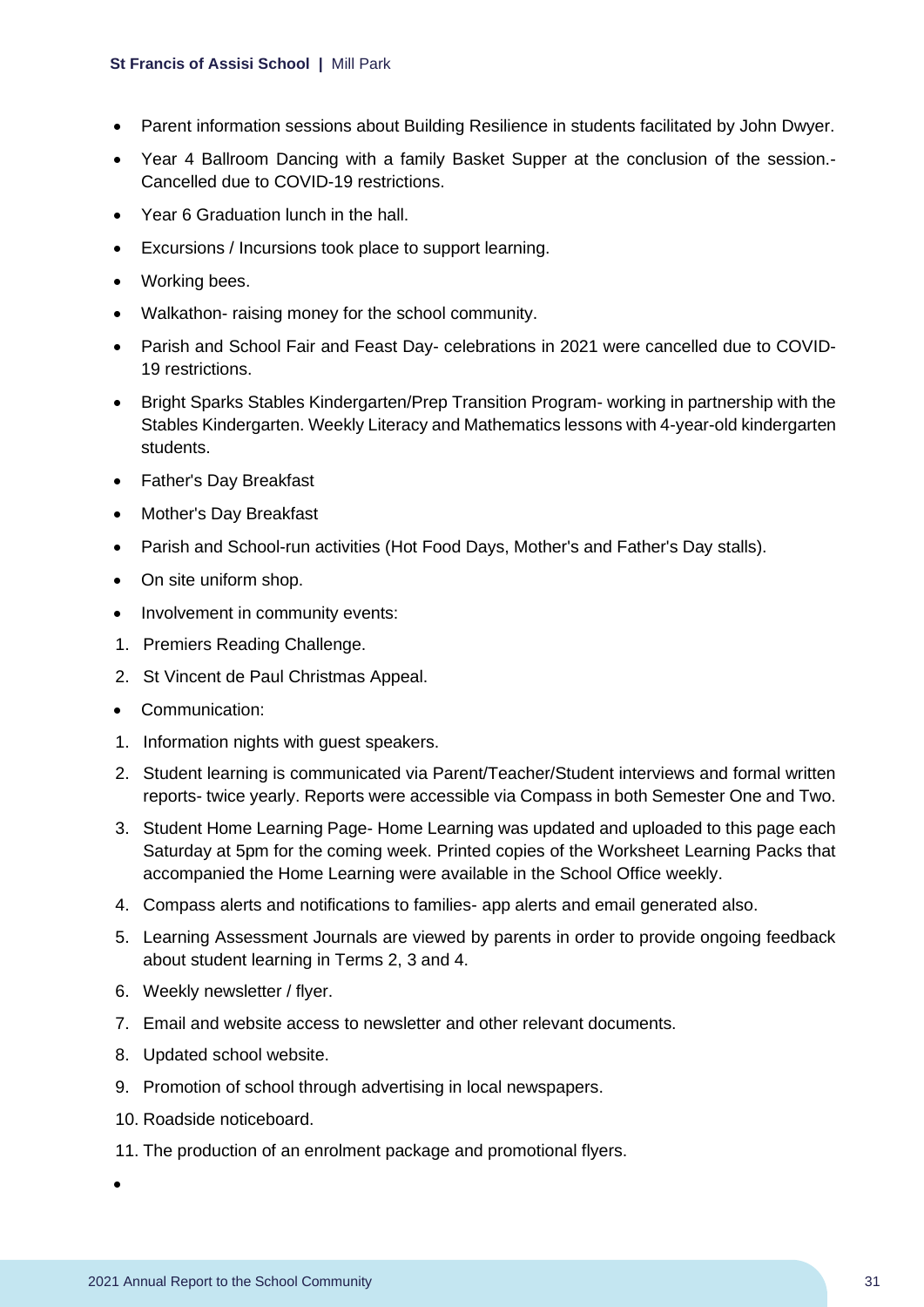- Parent information sessions about Building Resilience in students facilitated by John Dwyer.
- Year 4 Ballroom Dancing with a family Basket Supper at the conclusion of the session.- Cancelled due to COVID-19 restrictions.
- Year 6 Graduation lunch in the hall.
- Excursions / Incursions took place to support learning.
- Working bees.
- Walkathon- raising money for the school community.
- Parish and School Fair and Feast Day- celebrations in 2021 were cancelled due to COVID-19 restrictions.
- Bright Sparks Stables Kindergarten/Prep Transition Program- working in partnership with the Stables Kindergarten. Weekly Literacy and Mathematics lessons with 4-year-old kindergarten students.
- Father's Day Breakfast
- Mother's Day Breakfast
- Parish and School-run activities (Hot Food Days, Mother's and Father's Day stalls).
- On site uniform shop.
- Involvement in community events:

1. Premiers Reading Challenge.
2. St Vincent de Paul Christmas Appeal.

- Communication:

1. Information nights with guest speakers.
2. Student learning is communicated via Parent/Teacher/Student interviews and formal written reports- twice yearly. Reports were accessible via Compass in both Semester One and Two.
3. Student Home Learning Page- Home Learning was updated and uploaded to this page each Saturday at 5pm for the coming week. Printed copies of the Worksheet Learning Packs that accompanied the Home Learning were available in the School Office weekly.
4. Compass alerts and notifications to families- app alerts and email generated also.
5. Learning Assessment Journals are viewed by parents in order to provide ongoing feedback about student learning in Terms 2, 3 and 4.
6. Weekly newsletter / flyer.
7. Email and website access to newsletter and other relevant documents.
8. Updated school website.
9. Promotion of school through advertising in local newspapers.
10. Roadside noticeboard.
11. The production of an enrolment package and promotional flyers.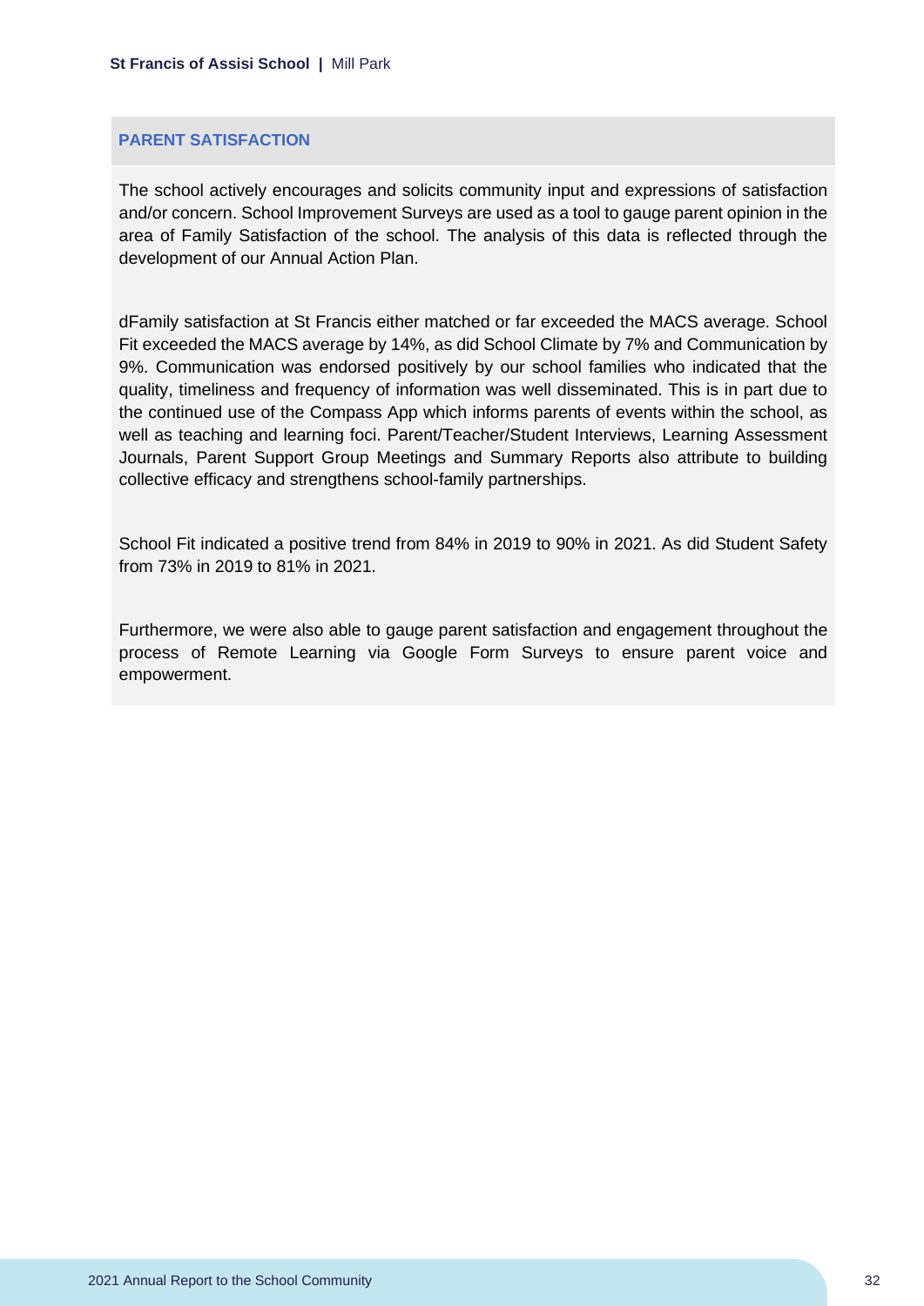## PARENT SATISFACTION

The school actively encourages and solicits community input and expressions of satisfaction and/or concern. School Improvement Surveys are used as a tool to gauge parent opinion in the area of Family Satisfaction of the school. The analysis of this data is reflected through the development of our Annual Action Plan.

dFamily satisfaction at St Francis either matched or far exceeded the MACS average. School Fit exceeded the MACS average by 14%, as did School Climate by 7% and Communication by 9%. Communication was endorsed positively by our school families who indicated that the quality, timeliness and frequency of information was well disseminated. This is in part due to the continued use of the Compass App which informs parents of events within the school, as well as teaching and learning foci. Parent/Teacher/Student Interviews, Learning Assessment Journals, Parent Support Group Meetings and Summary Reports also attribute to building collective efficacy and strengthens school-family partnerships.

School Fit indicated a positive trend from 84% in 2019 to 90% in 2021. As did Student Safety from 73% in 2019 to 81% in 2021.

Furthermore, we were also able to gauge parent satisfaction and engagement throughout the process of Remote Learning via Google Form Surveys to ensure parent voice and empowerment.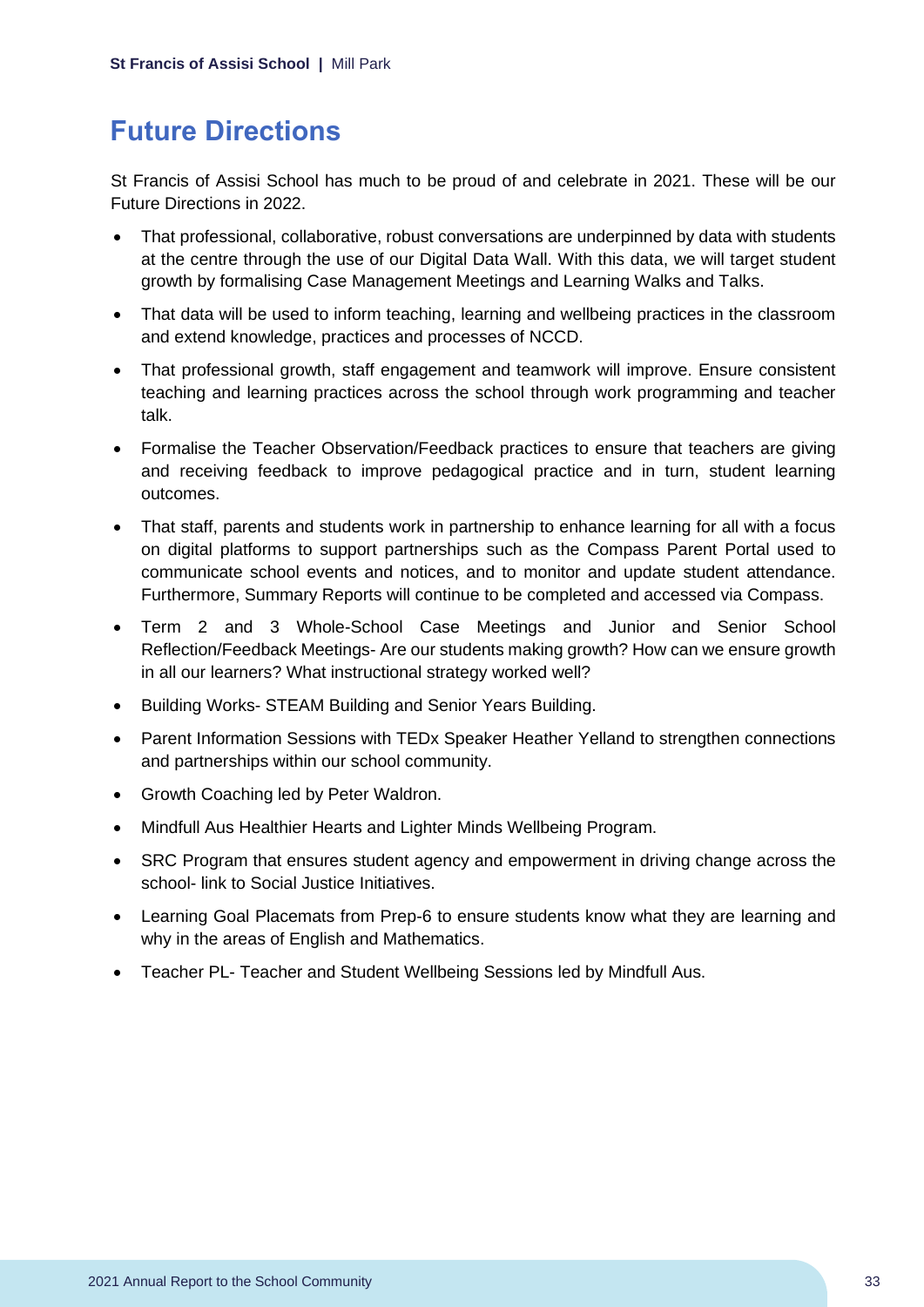# Future Directions

St Francis of Assisi School has much to be proud of and celebrate in 2021. These will be our Future Directions in 2022.

- That professional, collaborative, robust conversations are underpinned by data with students at the centre through the use of our Digital Data Wall. With this data, we will target student growth by formalising Case Management Meetings and Learning Walks and Talks.
- That data will be used to inform teaching, learning and wellbeing practices in the classroom and extend knowledge, practices and processes of NCCD.
- That professional growth, staff engagement and teamwork will improve. Ensure consistent teaching and learning practices across the school through work programming and teacher talk.
- Formalise the Teacher Observation/Feedback practices to ensure that teachers are giving and receiving feedback to improve pedagogical practice and in turn, student learning outcomes.
- That staff, parents and students work in partnership to enhance learning for all with a focus on digital platforms to support partnerships such as the Compass Parent Portal used to communicate school events and notices, and to monitor and update student attendance. Furthermore, Summary Reports will continue to be completed and accessed via Compass.
- Term 2 and 3 Whole-School Case Meetings and Junior and Senior School Reflection/Feedback Meetings- Are our students making growth? How can we ensure growth in all our learners? What instructional strategy worked well?
- Building Works- STEAM Building and Senior Years Building.
- Parent Information Sessions with TEDx Speaker Heather Yelland to strengthen connections and partnerships within our school community.
- Growth Coaching led by Peter Waldron.
- Mindfull Aus Healthier Hearts and Lighter Minds Wellbeing Program.
- SRC Program that ensures student agency and empowerment in driving change across the school- link to Social Justice Initiatives.
- Learning Goal Placemats from Prep-6 to ensure students know what they are learning and why in the areas of English and Mathematics.
- Teacher PL- Teacher and Student Wellbeing Sessions led by Mindfull Aus.